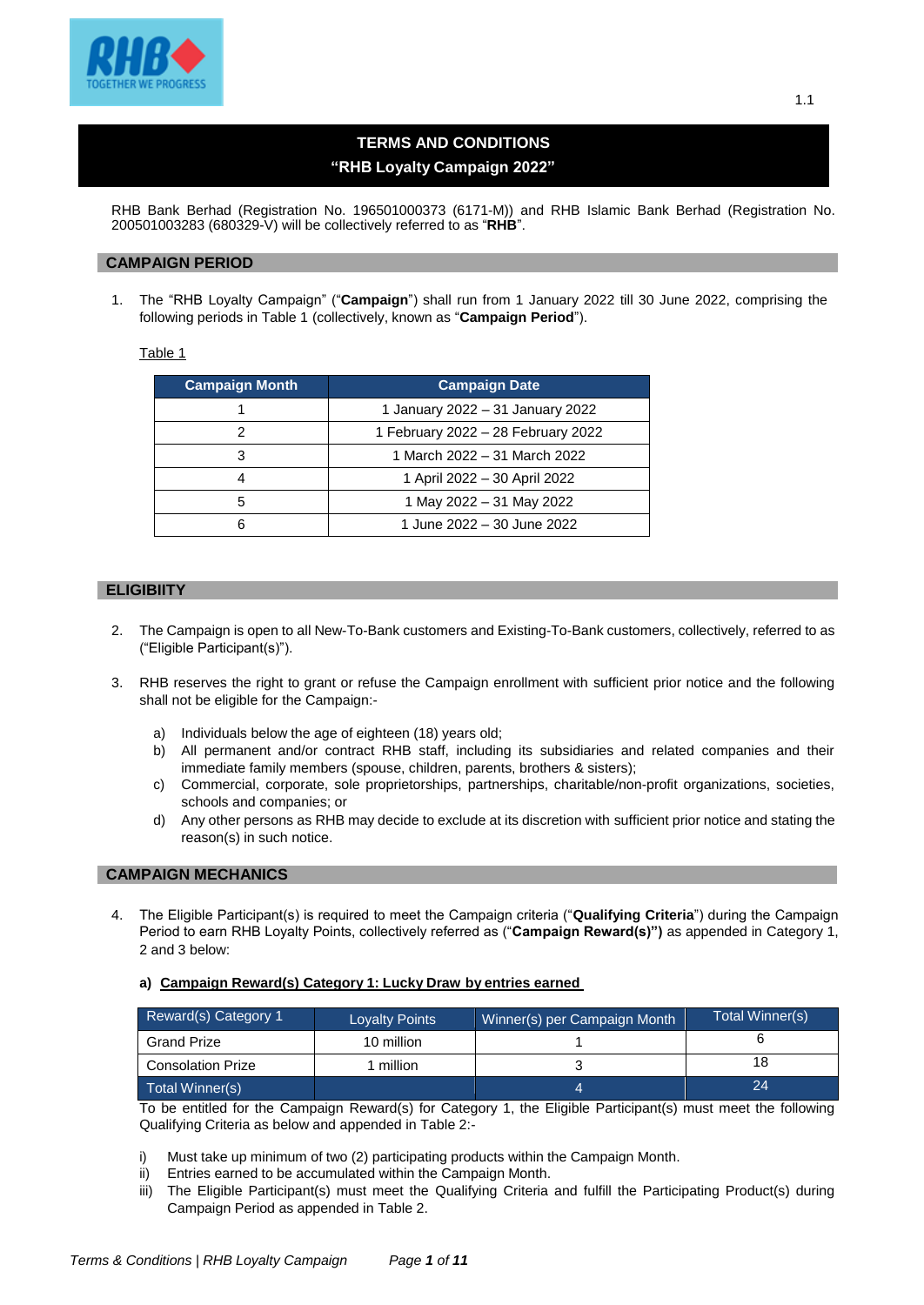# TERMS AND CONDITIONS

## "RHB Loyalty Campaign 2022"

RHB Bank Berhad (Registration No. 196501000373 (6171-M)) and RHB Islamic Bank Berhad (Registration No. 200501003283 (680329-V) will be collectively referred to as "**RHB**".

## CAMPAIGN PERIOD

1. The "RHB Loyalty Campaign" ("**Campaign**") shall run from 1 January 2022 till 30 June 2022, comprising the following periods in Table 1 (collectively, known as "**Campaign Period**").

Table 1

| Campaign Month | Campaign Date |
|---|---|
| 1 | 1 January 2022 – 31 January 2022 |
| 2 | 1 February 2022 – 28 February 2022 |
| 3 | 1 March 2022 – 31 March 2022 |
| 4 | 1 April 2022 – 30 April 2022 |
| 5 | 1 May 2022 – 31 May 2022 |
| 6 | 1 June 2022 – 30 June 2022 |

## ELIGIBIITY

2. The Campaign is open to all New-To-Bank customers and Existing-To-Bank customers, collectively, referred to as ("Eligible Participant(s)").

3. RHB reserves the right to grant or refuse the Campaign enrollment with sufficient prior notice and the following shall not be eligible for the Campaign:-

   a) Individuals below the age of eighteen (18) years old;
   b) All permanent and/or contract RHB staff, including its subsidiaries and related companies and their immediate family members (spouse, children, parents, brothers & sisters);
   c) Commercial, corporate, sole proprietorships, partnerships, charitable/non-profit organizations, societies, schools and companies; or
   d) Any other persons as RHB may decide to exclude at its discretion with sufficient prior notice and stating the reason(s) in such notice.

## CAMPAIGN MECHANICS

4. The Eligible Participant(s) is required to meet the Campaign criteria ("**Qualifying Criteria**") during the Campaign Period to earn RHB Loyalty Points, collectively referred as ("**Campaign Reward(s)")** as appended in Category 1, 2 and 3 below:

   a) **Campaign Reward(s) Category 1: Lucky Draw by entries earned**

| Reward(s) Category 1 | Loyalty Points | Winner(s) per Campaign Month | Total Winner(s) |
|---|---|---|---|
| Grand Prize | 10 million | 1 | 6 |
| Consolation Prize | 1 million | 3 | 18 |
| Total Winner(s) | | 4 | 24 |

To be entitled for the Campaign Reward(s) for Category 1, the Eligible Participant(s) must meet the following Qualifying Criteria as below and appended in Table 2:-

i) Must take up minimum of two (2) participating products within the Campaign Month.
ii) Entries earned to be accumulated within the Campaign Month.
iii) The Eligible Participant(s) must meet the Qualifying Criteria and fulfill the Participating Product(s) during Campaign Period as appended in Table 2.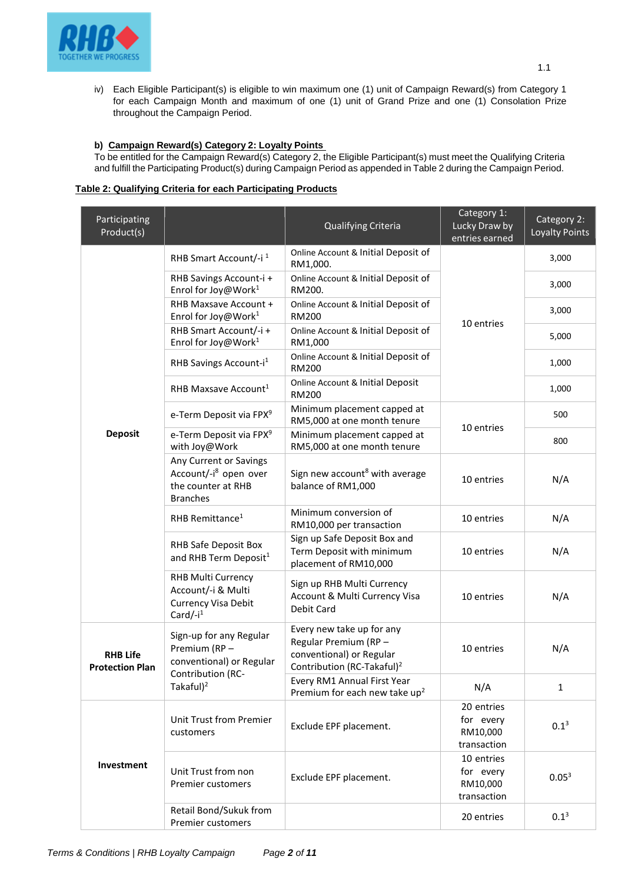iv) Each Eligible Participant(s) is eligible to win maximum one (1) unit of Campaign Reward(s) from Category 1 for each Campaign Month and maximum of one (1) unit of Grand Prize and one (1) Consolation Prize throughout the Campaign Period.

**b) Campaign Reward(s) Category 2: Loyalty Points**

To be entitled for the Campaign Reward(s) Category 2, the Eligible Participant(s) must meet the Qualifying Criteria and fulfill the Participating Product(s) during Campaign Period as appended in Table 2 during the Campaign Period.

**Table 2: Qualifying Criteria for each Participating Products**

| Participating Product(s) | | Qualifying Criteria | Category 1: Lucky Draw by entries earned | Category 2: Loyalty Points |
|---|---|---|---|---|
| **Deposit** | RHB Smart Account/-i [1] | Online Account & Initial Deposit of RM1,000. | 10 entries | 3,000 |
| | RHB Savings Account-i + Enrol for Joy@Work[1] | Online Account & Initial Deposit of RM200. | | 3,000 |
| | RHB Maxsave Account + Enrol for Joy@Work[1] | Online Account & Initial Deposit of RM200 | | 3,000 |
| | RHB Smart Account/-i + Enrol for Joy@Work[1] | Online Account & Initial Deposit of RM1,000 | | 5,000 |
| | RHB Savings Account-i[1] | Online Account & Initial Deposit of RM200 | | 1,000 |
| | RHB Maxsave Account[1] | Online Account & Initial Deposit RM200 | | 1,000 |
| | e-Term Deposit via FPX[9] | Minimum placement capped at RM5,000 at one month tenure | 10 entries | 500 |
| | e-Term Deposit via FPX[9] with Joy@Work | Minimum placement capped at RM5,000 at one month tenure | | 800 |
| | Any Current or Savings Account/-i[8] open over the counter at RHB Branches | Sign new account[8] with average balance of RM1,000 | 10 entries | N/A |
| | RHB Remittance[1] | Minimum conversion of RM10,000 per transaction | 10 entries | N/A |
| | RHB Safe Deposit Box and RHB Term Deposit[1] | Sign up Safe Deposit Box and Term Deposit with minimum placement of RM10,000 | 10 entries | N/A |
| | RHB Multi Currency Account/-i & Multi Currency Visa Debit Card/-i[1] | Sign up RHB Multi Currency Account & Multi Currency Visa Debit Card | 10 entries | N/A |
| **RHB Life Protection Plan** | Sign-up for any Regular Premium (RP – conventional) or Regular Contribution (RC-Takaful)[2] | Every new take up for any Regular Premium (RP – conventional) or Regular Contribution (RC-Takaful)[2] | 10 entries | N/A |
| | | Every RM1 Annual First Year Premium for each new take up[2] | N/A | 1 |
| **Investment** | Unit Trust from Premier customers | Exclude EPF placement. | 20 entries for every RM10,000 transaction | 0.1[3] |
| | Unit Trust from non Premier customers | Exclude EPF placement. | 10 entries for every RM10,000 transaction | 0.05[3] |
| | Retail Bond/Sukuk from Premier customers | | 20 entries | 0.1[3] |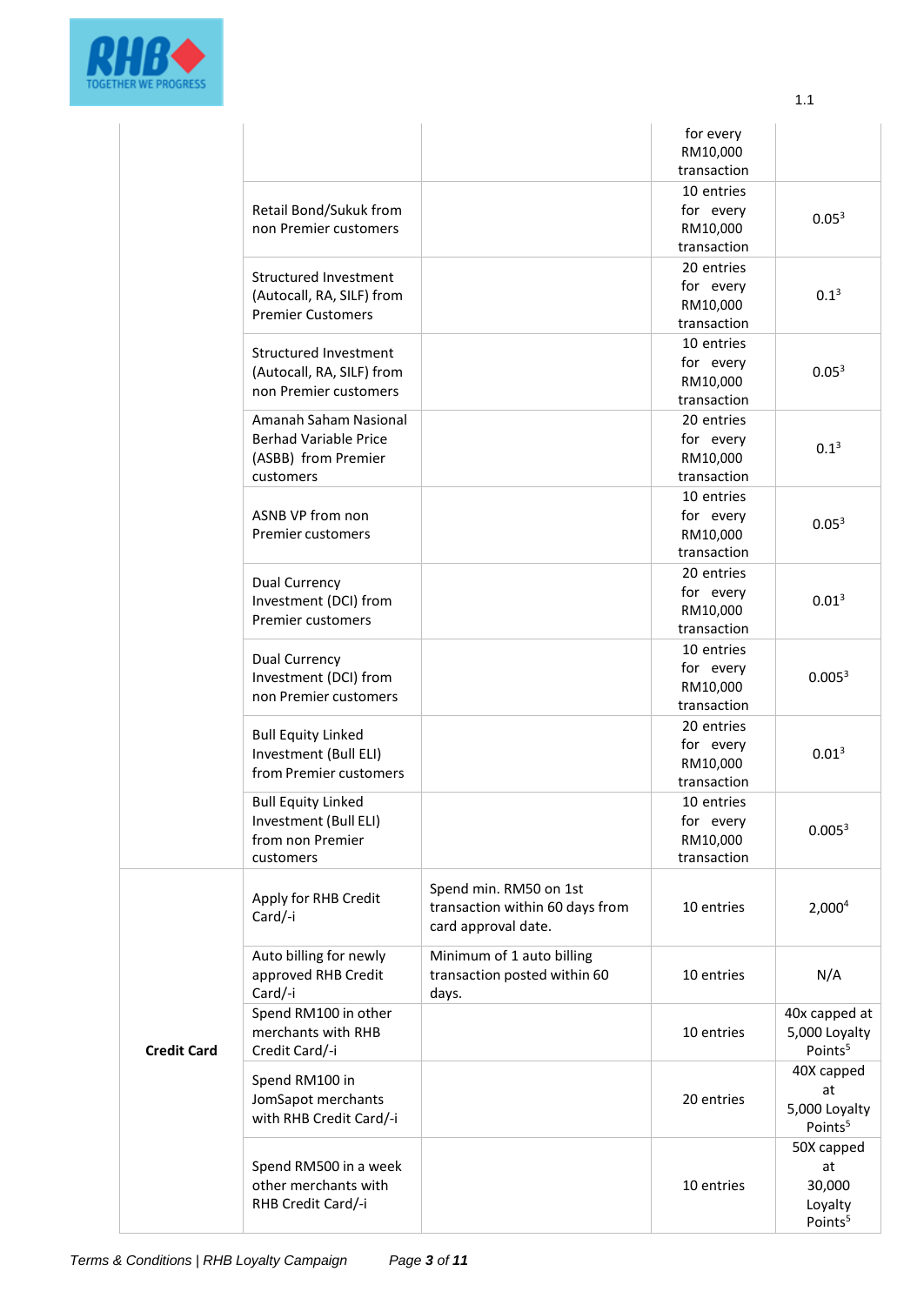|  |  |  | for every RM10,000 transaction |  |
|---|---|---|---|---|
|  | Retail Bond/Sukuk from non Premier customers |  | 10 entries for every RM10,000 transaction | 0.05[3] |
|  | Structured Investment (Autocall, RA, SILF) from Premier Customers |  | 20 entries for every RM10,000 transaction | 0.1[3] |
|  | Structured Investment (Autocall, RA, SILF) from non Premier customers |  | 10 entries for every RM10,000 transaction | 0.05[3] |
|  | Amanah Saham Nasional Berhad Variable Price (ASBB) from Premier customers |  | 20 entries for every RM10,000 transaction | 0.1[3] |
|  | ASNB VP from non Premier customers |  | 10 entries for every RM10,000 transaction | 0.05[3] |
|  | Dual Currency Investment (DCI) from Premier customers |  | 20 entries for every RM10,000 transaction | 0.01[3] |
|  | Dual Currency Investment (DCI) from non Premier customers |  | 10 entries for every RM10,000 transaction | 0.005[3] |
|  | Bull Equity Linked Investment (Bull ELI) from Premier customers |  | 20 entries for every RM10,000 transaction | 0.01[3] |
|  | Bull Equity Linked Investment (Bull ELI) from non Premier customers |  | 10 entries for every RM10,000 transaction | 0.005[3] |
| **Credit Card** | Apply for RHB Credit Card/-i | Spend min. RM50 on 1st transaction within 60 days from card approval date. | 10 entries | 2,000[4] |
|  | Auto billing for newly approved RHB Credit Card/-i | Minimum of 1 auto billing transaction posted within 60 days. | 10 entries | N/A |
|  | Spend RM100 in other merchants with RHB Credit Card/-i |  | 10 entries | 40x capped at 5,000 Loyalty Points[5] |
|  | Spend RM100 in JomSapot merchants with RHB Credit Card/-i |  | 20 entries | 40X capped at 5,000 Loyalty Points[5] |
|  | Spend RM500 in a week other merchants with RHB Credit Card/-i |  | 10 entries | 50X capped at 30,000 Loyalty Points[5] |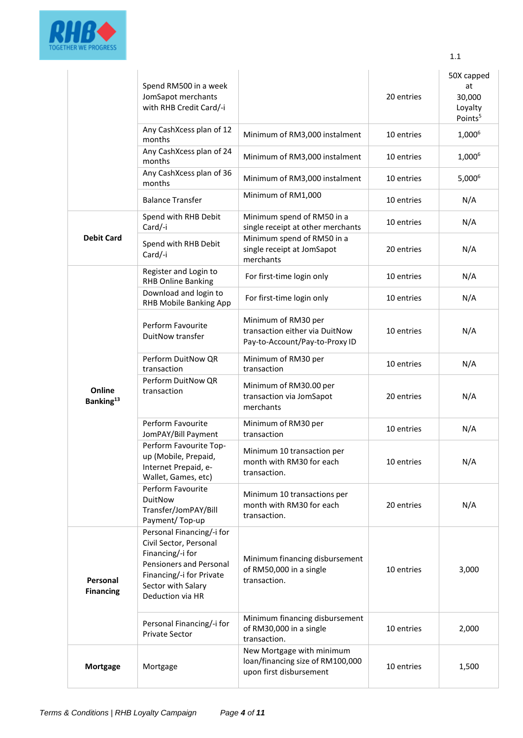| | | | | |
|---|---|---|---|---|
| | Spend RM500 in a week JomSapot merchants with RHB Credit Card/-i | | 20 entries | 50X capped at 30,000 Loyalty Points[5] |
| | Any CashXcess plan of 12 months | Minimum of RM3,000 instalment | 10 entries | 1,000[6] |
| | Any CashXcess plan of 24 months | Minimum of RM3,000 instalment | 10 entries | 1,000[6] |
| | Any CashXcess plan of 36 months | Minimum of RM3,000 instalment | 10 entries | 5,000[6] |
| | Balance Transfer | Minimum of RM1,000 | 10 entries | N/A |
| **Debit Card** | Spend with RHB Debit Card/-i | Minimum spend of RM50 in a single receipt at other merchants | 10 entries | N/A |
| | Spend with RHB Debit Card/-i | Minimum spend of RM50 in a single receipt at JomSapot merchants | 20 entries | N/A |
| **Online Banking[13]** | Register and Login to RHB Online Banking | For first-time login only | 10 entries | N/A |
| | Download and login to RHB Mobile Banking App | For first-time login only | 10 entries | N/A |
| | Perform Favourite DuitNow transfer | Minimum of RM30 per transaction either via DuitNow Pay-to-Account/Pay-to-Proxy ID | 10 entries | N/A |
| | Perform DuitNow QR transaction | Minimum of RM30 per transaction | 10 entries | N/A |
| | Perform DuitNow QR transaction | Minimum of RM30.00 per transaction via JomSapot merchants | 20 entries | N/A |
| | Perform Favourite JomPAY/Bill Payment | Minimum of RM30 per transaction | 10 entries | N/A |
| | Perform Favourite Top-up (Mobile, Prepaid, Internet Prepaid, e-Wallet, Games, etc) | Minimum 10 transaction per month with RM30 for each transaction. | 10 entries | N/A |
| | Perform Favourite DuitNow Transfer/JomPAY/Bill Payment/ Top-up | Minimum 10 transactions per month with RM30 for each transaction. | 20 entries | N/A |
| **Personal Financing** | Personal Financing/-i for Civil Sector, Personal Financing/-i for Pensioners and Personal Financing/-i for Private Sector with Salary Deduction via HR | Minimum financing disbursement of RM50,000 in a single transaction. | 10 entries | 3,000 |
| | Personal Financing/-i for Private Sector | Minimum financing disbursement of RM30,000 in a single transaction. | 10 entries | 2,000 |
| **Mortgage** | Mortgage | New Mortgage with minimum loan/financing size of RM100,000 upon first disbursement | 10 entries | 1,500 |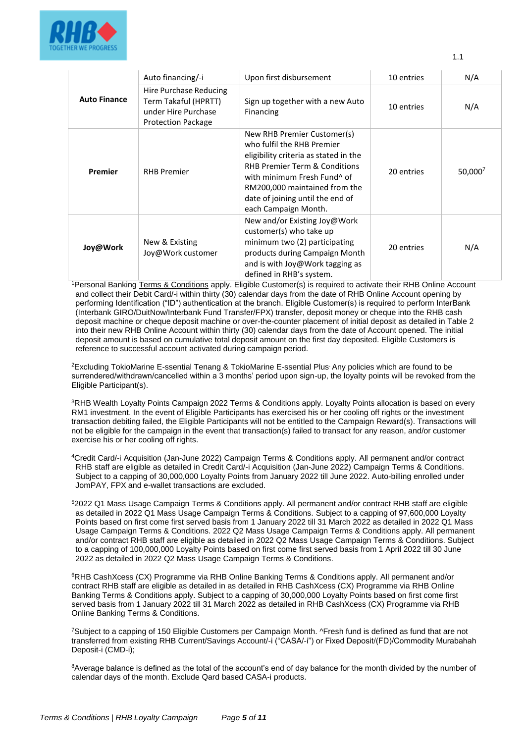| | | | | |
|---|---|---|---|---|
| **Auto Finance** | Auto financing/-i | Upon first disbursement | 10 entries | N/A |
| | Hire Purchase Reducing Term Takaful (HPRTT) under Hire Purchase Protection Package | Sign up together with a new Auto Financing | 10 entries | N/A |
| **Premier** | RHB Premier | New RHB Premier Customer(s) who fulfil the RHB Premier eligibility criteria as stated in the RHB Premier Term & Conditions with minimum Fresh Fund^ of RM200,000 maintained from the date of joining until the end of each Campaign Month. | 20 entries | 50,000[7] |
| **Joy@Work** | New & Existing Joy@Work customer | New and/or Existing Joy@Work customer(s) who take up minimum two (2) participating products during Campaign Month and is with Joy@Work tagging as defined in RHB's system. | 20 entries | N/A |

[1]Personal Banking Terms & Conditions apply. Eligible Customer(s) is required to activate their RHB Online Account and collect their Debit Card/-i within thirty (30) calendar days from the date of RHB Online Account opening by performing Identification ("ID") authentication at the branch. Eligible Customer(s) is required to perform InterBank (Interbank GIRO/DuitNow/Interbank Fund Transfer/FPX) transfer, deposit money or cheque into the RHB cash deposit machine or cheque deposit machine or over-the-counter placement of initial deposit as detailed in Table 2 into their new RHB Online Account within thirty (30) calendar days from the date of Account opened. The initial deposit amount is based on cumulative total deposit amount on the first day deposited. Eligible Customers is reference to successful account activated during campaign period.

[2]Excluding TokioMarine E-ssential Tenang & TokioMarine E-ssential Plus. Any policies which are found to be surrendered/withdrawn/cancelled within a 3 months' period upon sign-up, the loyalty points will be revoked from the Eligible Participant(s).

[3]RHB Wealth Loyalty Points Campaign 2022 Terms & Conditions apply. Loyalty Points allocation is based on every RM1 investment. In the event of Eligible Participants has exercised his or her cooling off rights or the investment transaction debiting failed, the Eligible Participants will not be entitled to the Campaign Reward(s). Transactions will not be eligible for the campaign in the event that transaction(s) failed to transact for any reason, and/or customer exercise his or her cooling off rights.

[4]Credit Card/-i Acquisition (Jan-June 2022) Campaign Terms & Conditions apply. All permanent and/or contract RHB staff are eligible as detailed in Credit Card/-i Acquisition (Jan-June 2022) Campaign Terms & Conditions. Subject to a capping of 30,000,000 Loyalty Points from January 2022 till June 2022. Auto-billing enrolled under JomPAY, FPX and e-wallet transactions are excluded.

[5]2022 Q1 Mass Usage Campaign Terms & Conditions apply. All permanent and/or contract RHB staff are eligible as detailed in 2022 Q1 Mass Usage Campaign Terms & Conditions. Subject to a capping of 97,600,000 Loyalty Points based on first come first served basis from 1 January 2022 till 31 March 2022 as detailed in 2022 Q1 Mass Usage Campaign Terms & Conditions. 2022 Q2 Mass Usage Campaign Terms & Conditions apply. All permanent and/or contract RHB staff are eligible as detailed in 2022 Q2 Mass Usage Campaign Terms & Conditions. Subject to a capping of 100,000,000 Loyalty Points based on first come first served basis from 1 April 2022 till 30 June 2022 as detailed in 2022 Q2 Mass Usage Campaign Terms & Conditions.

[6]RHB CashXcess (CX) Programme via RHB Online Banking Terms & Conditions apply. All permanent and/or contract RHB staff are eligible as detailed in as detailed in RHB CashXcess (CX) Programme via RHB Online Banking Terms & Conditions apply. Subject to a capping of 30,000,000 Loyalty Points based on first come first served basis from 1 January 2022 till 31 March 2022 as detailed in RHB CashXcess (CX) Programme via RHB Online Banking Terms & Conditions.

[7]Subject to a capping of 150 Eligible Customers per Campaign Month. ^Fresh fund is defined as fund that are not transferred from existing RHB Current/Savings Account/-i ("CASA/-i") or Fixed Deposit/(FD)/Commodity Murabahah Deposit-i (CMD-i);

[8]Average balance is defined as the total of the account's end of day balance for the month divided by the number of calendar days of the month. Exclude Qard based CASA-i products.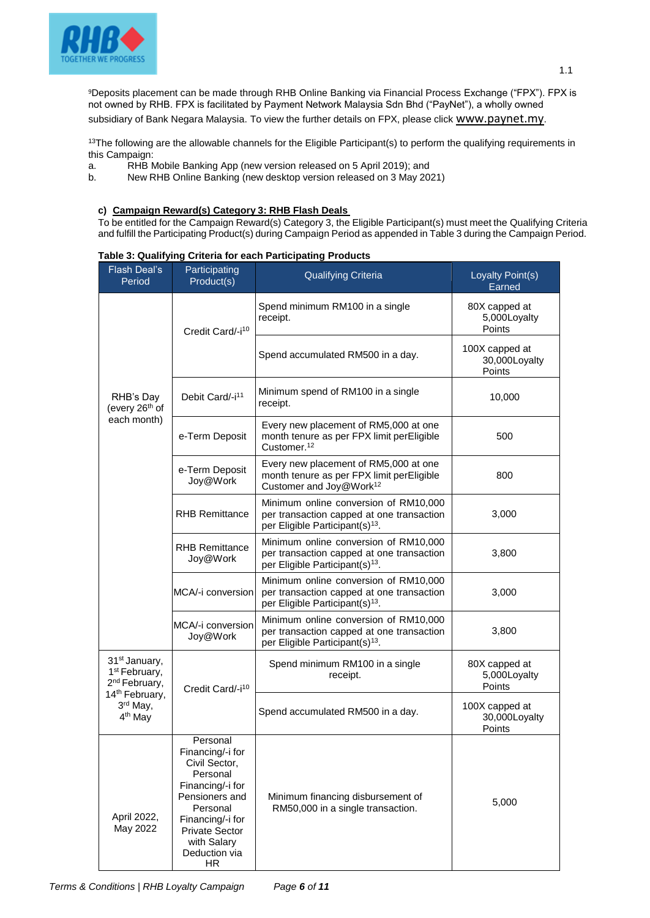[9]Deposits placement can be made through RHB Online Banking via Financial Process Exchange ("FPX"). FPX is not owned by RHB. FPX is facilitated by Payment Network Malaysia Sdn Bhd ("PayNet"), a wholly owned subsidiary of Bank Negara Malaysia. To view the further details on FPX, please click www.paynet.my.

[13]The following are the allowable channels for the Eligible Participant(s) to perform the qualifying requirements in this Campaign:

a. RHB Mobile Banking App (new version released on 5 April 2019); and
b. New RHB Online Banking (new desktop version released on 3 May 2021)

**c) Campaign Reward(s) Category 3: RHB Flash Deals**

To be entitled for the Campaign Reward(s) Category 3, the Eligible Participant(s) must meet the Qualifying Criteria and fulfill the Participating Product(s) during Campaign Period as appended in Table 3 during the Campaign Period.

**Table 3: Qualifying Criteria for each Participating Products**

| Flash Deal's Period | Participating Product(s) | Qualifying Criteria | Loyalty Point(s) Earned |
|---|---|---|---|
| RHB's Day (every 26th of each month) | Credit Card/-i[10] | Spend minimum RM100 in a single receipt. | 80X capped at 5,000Loyalty Points |
| | | Spend accumulated RM500 in a day. | 100X capped at 30,000Loyalty Points |
| | Debit Card/-i[11] | Minimum spend of RM100 in a single receipt. | 10,000 |
| | e-Term Deposit | Every new placement of RM5,000 at one month tenure as per FPX limit perEligible Customer.[12] | 500 |
| | e-Term Deposit Joy@Work | Every new placement of RM5,000 at one month tenure as per FPX limit perEligible Customer and Joy@Work[12] | 800 |
| | RHB Remittance | Minimum online conversion of RM10,000 per transaction capped at one transaction per Eligible Participant(s)[13]. | 3,000 |
| | RHB Remittance Joy@Work | Minimum online conversion of RM10,000 per transaction capped at one transaction per Eligible Participant(s)[13]. | 3,800 |
| | MCA/-i conversion | Minimum online conversion of RM10,000 per transaction capped at one transaction per Eligible Participant(s)[13]. | 3,000 |
| | MCA/-i conversion Joy@Work | Minimum online conversion of RM10,000 per transaction capped at one transaction per Eligible Participant(s)[13]. | 3,800 |
| 31st January, 1st February, 2nd February, 14th February, 3rd May, 4th May | Credit Card/-i[10] | Spend minimum RM100 in a single receipt. | 80X capped at 5,000Loyalty Points |
| | | Spend accumulated RM500 in a day. | 100X capped at 30,000Loyalty Points |
| April 2022, May 2022 | Personal Financing/-i for Civil Sector, Personal Financing/-i for Pensioners and Personal Financing/-i for Private Sector with Salary Deduction via HR | Minimum financing disbursement of RM50,000 in a single transaction. | 5,000 |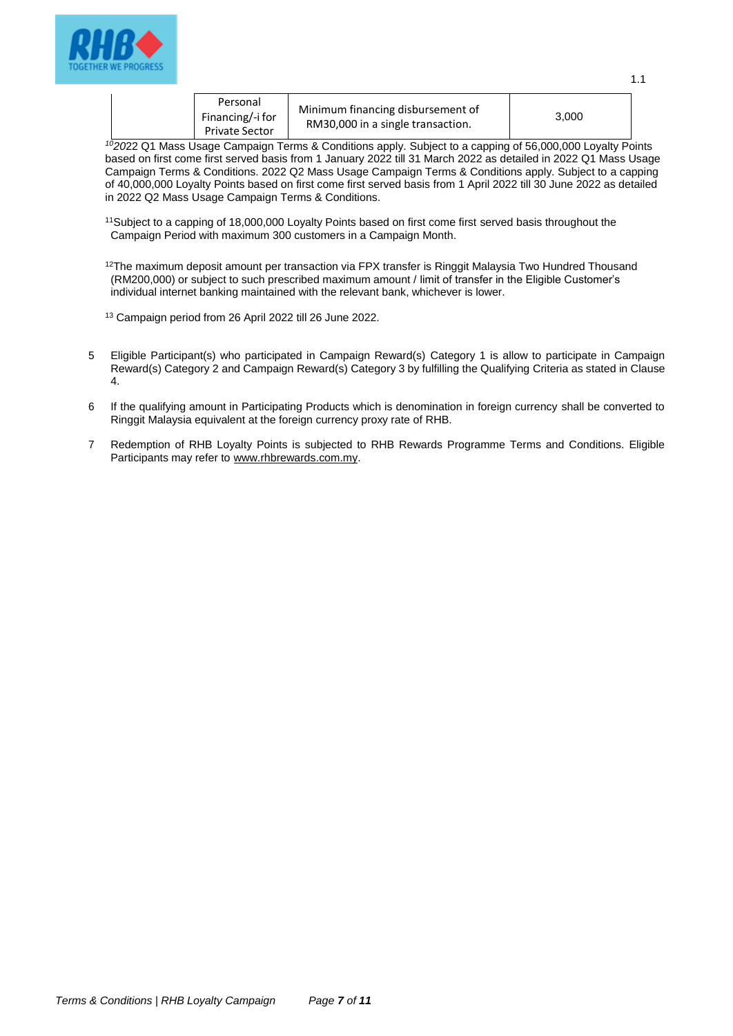| | Personal Financing/-i for Private Sector | Minimum financing disbursement of RM30,000 in a single transaction. | 3,000 |
|---|---|---|---|

[10]2022 Q1 Mass Usage Campaign Terms & Conditions apply. Subject to a capping of 56,000,000 Loyalty Points based on first come first served basis from 1 January 2022 till 31 March 2022 as detailed in 2022 Q1 Mass Usage Campaign Terms & Conditions. 2022 Q2 Mass Usage Campaign Terms & Conditions apply. Subject to a capping of 40,000,000 Loyalty Points based on first come first served basis from 1 April 2022 till 30 June 2022 as detailed in 2022 Q2 Mass Usage Campaign Terms & Conditions.

[11]Subject to a capping of 18,000,000 Loyalty Points based on first come first served basis throughout the Campaign Period with maximum 300 customers in a Campaign Month.

[12]The maximum deposit amount per transaction via FPX transfer is Ringgit Malaysia Two Hundred Thousand (RM200,000) or subject to such prescribed maximum amount / limit of transfer in the Eligible Customer's individual internet banking maintained with the relevant bank, whichever is lower.

[13] Campaign period from 26 April 2022 till 26 June 2022.

5 Eligible Participant(s) who participated in Campaign Reward(s) Category 1 is allow to participate in Campaign Reward(s) Category 2 and Campaign Reward(s) Category 3 by fulfilling the Qualifying Criteria as stated in Clause 4.

6 If the qualifying amount in Participating Products which is denomination in foreign currency shall be converted to Ringgit Malaysia equivalent at the foreign currency proxy rate of RHB.

7 Redemption of RHB Loyalty Points is subjected to RHB Rewards Programme Terms and Conditions. Eligible Participants may refer to www.rhbrewards.com.my.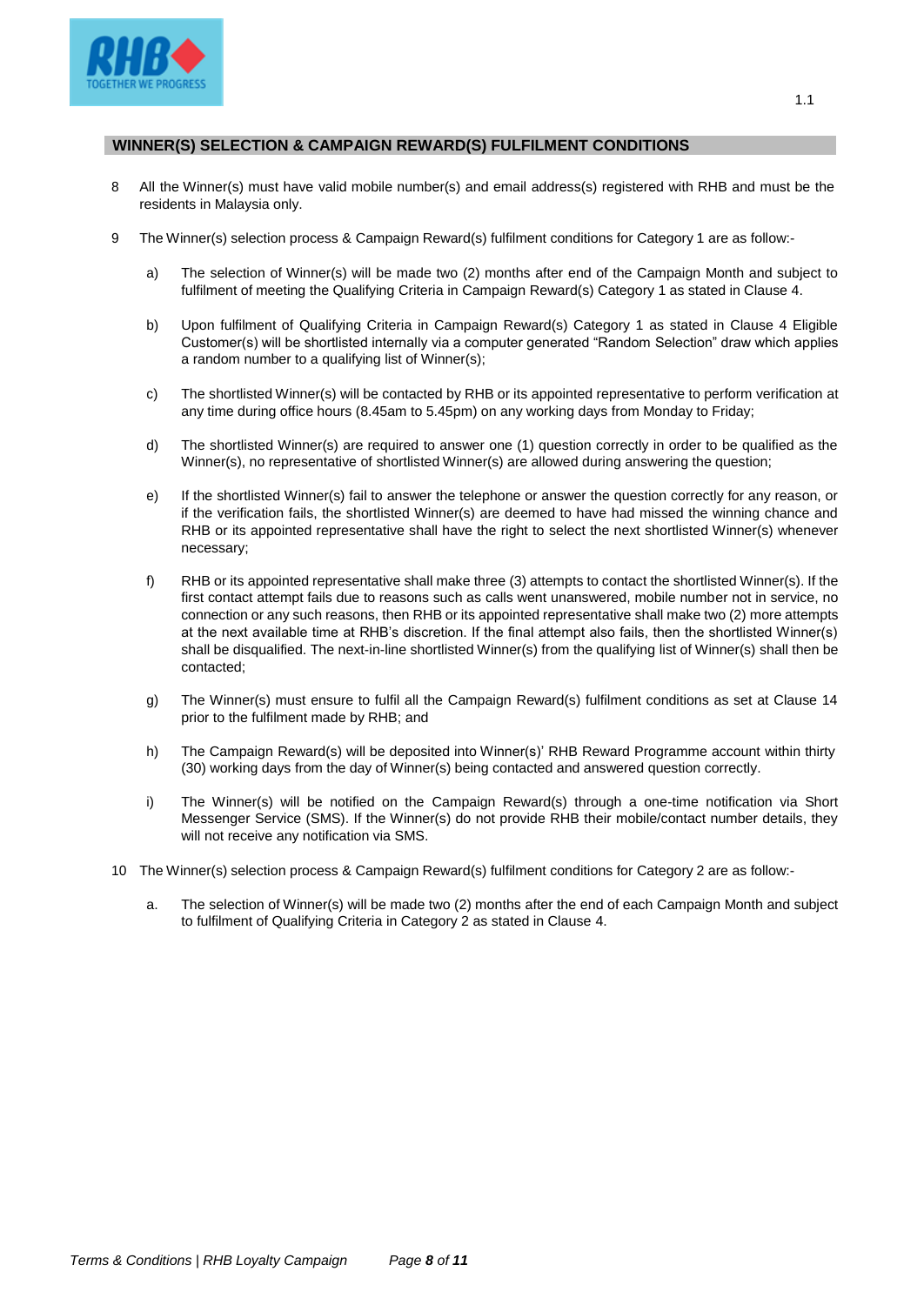## WINNER(S) SELECTION & CAMPAIGN REWARD(S) FULFILMENT CONDITIONS

8 All the Winner(s) must have valid mobile number(s) and email address(s) registered with RHB and must be the residents in Malaysia only.

9 The Winner(s) selection process & Campaign Reward(s) fulfilment conditions for Category 1 are as follow:-

   a) The selection of Winner(s) will be made two (2) months after end of the Campaign Month and subject to fulfilment of meeting the Qualifying Criteria in Campaign Reward(s) Category 1 as stated in Clause 4.

   b) Upon fulfilment of Qualifying Criteria in Campaign Reward(s) Category 1 as stated in Clause 4 Eligible Customer(s) will be shortlisted internally via a computer generated "Random Selection" draw which applies a random number to a qualifying list of Winner(s);

   c) The shortlisted Winner(s) will be contacted by RHB or its appointed representative to perform verification at any time during office hours (8.45am to 5.45pm) on any working days from Monday to Friday;

   d) The shortlisted Winner(s) are required to answer one (1) question correctly in order to be qualified as the Winner(s), no representative of shortlisted Winner(s) are allowed during answering the question;

   e) If the shortlisted Winner(s) fail to answer the telephone or answer the question correctly for any reason, or if the verification fails, the shortlisted Winner(s) are deemed to have had missed the winning chance and RHB or its appointed representative shall have the right to select the next shortlisted Winner(s) whenever necessary;

   f) RHB or its appointed representative shall make three (3) attempts to contact the shortlisted Winner(s). If the first contact attempt fails due to reasons such as calls went unanswered, mobile number not in service, no connection or any such reasons, then RHB or its appointed representative shall make two (2) more attempts at the next available time at RHB's discretion. If the final attempt also fails, then the shortlisted Winner(s) shall be disqualified. The next-in-line shortlisted Winner(s) from the qualifying list of Winner(s) shall then be contacted;

   g) The Winner(s) must ensure to fulfil all the Campaign Reward(s) fulfilment conditions as set at Clause 14 prior to the fulfilment made by RHB; and

   h) The Campaign Reward(s) will be deposited into Winner(s)' RHB Reward Programme account within thirty (30) working days from the day of Winner(s) being contacted and answered question correctly.

   i) The Winner(s) will be notified on the Campaign Reward(s) through a one-time notification via Short Messenger Service (SMS). If the Winner(s) do not provide RHB their mobile/contact number details, they will not receive any notification via SMS.

10 The Winner(s) selection process & Campaign Reward(s) fulfilment conditions for Category 2 are as follow:-

   a. The selection of Winner(s) will be made two (2) months after the end of each Campaign Month and subject to fulfilment of Qualifying Criteria in Category 2 as stated in Clause 4.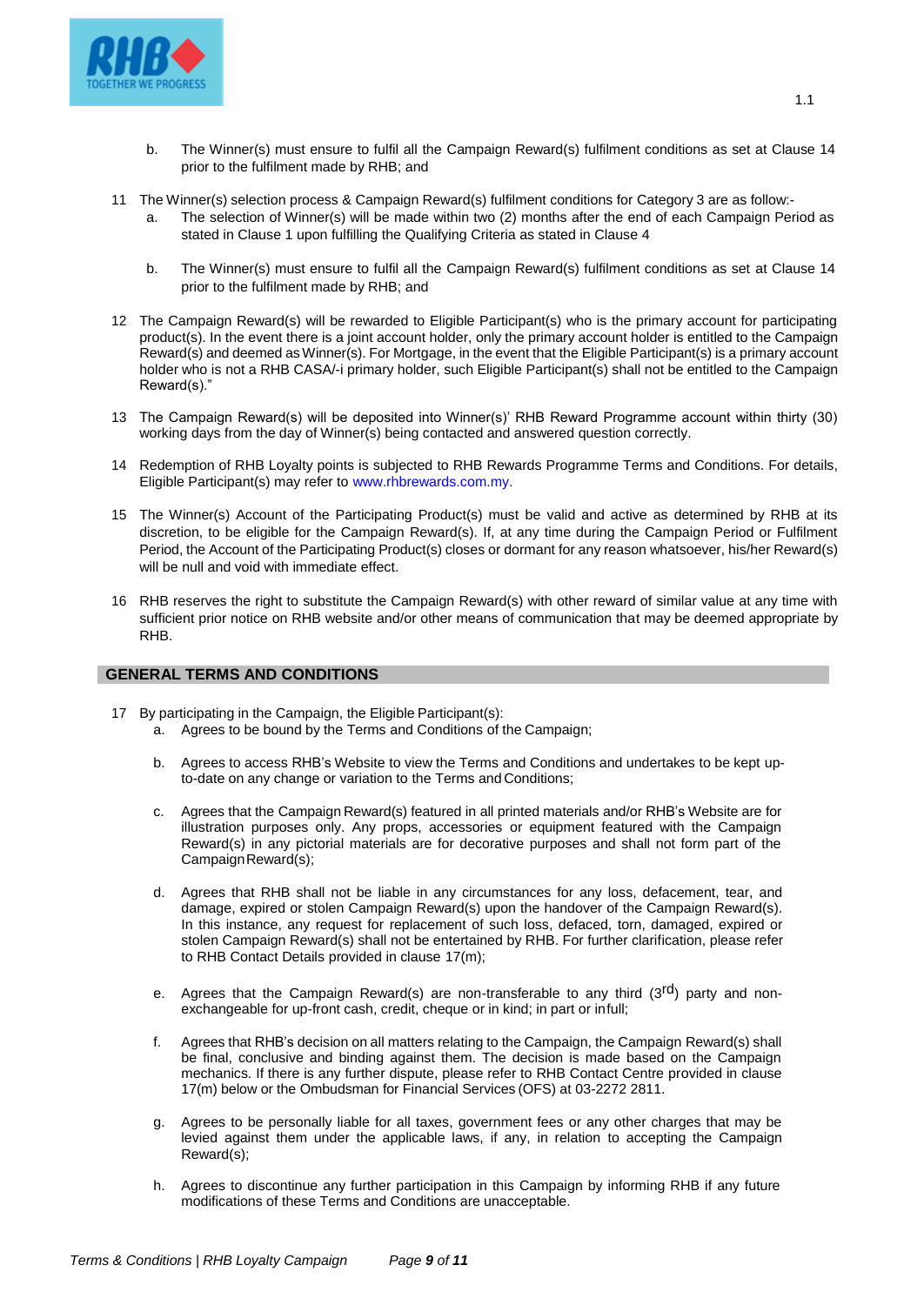b. The Winner(s) must ensure to fulfil all the Campaign Reward(s) fulfilment conditions as set at Clause 14 prior to the fulfilment made by RHB; and

11 The Winner(s) selection process & Campaign Reward(s) fulfilment conditions for Category 3 are as follow:-

   a. The selection of Winner(s) will be made within two (2) months after the end of each Campaign Period as stated in Clause 1 upon fulfilling the Qualifying Criteria as stated in Clause 4

   b. The Winner(s) must ensure to fulfil all the Campaign Reward(s) fulfilment conditions as set at Clause 14 prior to the fulfilment made by RHB; and

12 The Campaign Reward(s) will be rewarded to Eligible Participant(s) who is the primary account for participating product(s). In the event there is a joint account holder, only the primary account holder is entitled to the Campaign Reward(s) and deemed as Winner(s). For Mortgage, in the event that the Eligible Participant(s) is a primary account holder who is not a RHB CASA/-i primary holder, such Eligible Participant(s) shall not be entitled to the Campaign Reward(s)."

13 The Campaign Reward(s) will be deposited into Winner(s)' RHB Reward Programme account within thirty (30) working days from the day of Winner(s) being contacted and answered question correctly.

14 Redemption of RHB Loyalty points is subjected to RHB Rewards Programme Terms and Conditions. For details, Eligible Participant(s) may refer to www.rhbrewards.com.my.

15 The Winner(s) Account of the Participating Product(s) must be valid and active as determined by RHB at its discretion, to be eligible for the Campaign Reward(s). If, at any time during the Campaign Period or Fulfilment Period, the Account of the Participating Product(s) closes or dormant for any reason whatsoever, his/her Reward(s) will be null and void with immediate effect.

16 RHB reserves the right to substitute the Campaign Reward(s) with other reward of similar value at any time with sufficient prior notice on RHB website and/or other means of communication that may be deemed appropriate by RHB.

## GENERAL TERMS AND CONDITIONS

17 By participating in the Campaign, the Eligible Participant(s):

   a. Agrees to be bound by the Terms and Conditions of the Campaign;

   b. Agrees to access RHB's Website to view the Terms and Conditions and undertakes to be kept up-to-date on any change or variation to the Terms and Conditions;

   c. Agrees that the Campaign Reward(s) featured in all printed materials and/or RHB's Website are for illustration purposes only. Any props, accessories or equipment featured with the Campaign Reward(s) in any pictorial materials are for decorative purposes and shall not form part of the Campaign Reward(s);

   d. Agrees that RHB shall not be liable in any circumstances for any loss, defacement, tear, and damage, expired or stolen Campaign Reward(s) upon the handover of the Campaign Reward(s). In this instance, any request for replacement of such loss, defaced, torn, damaged, expired or stolen Campaign Reward(s) shall not be entertained by RHB. For further clarification, please refer to RHB Contact Details provided in clause 17(m);

   e. Agrees that the Campaign Reward(s) are non-transferable to any third (3rd) party and non-exchangeable for up-front cash, credit, cheque or in kind; in part or in full;

   f. Agrees that RHB's decision on all matters relating to the Campaign, the Campaign Reward(s) shall be final, conclusive and binding against them. The decision is made based on the Campaign mechanics. If there is any further dispute, please refer to RHB Contact Centre provided in clause 17(m) below or the Ombudsman for Financial Services (OFS) at 03-2272 2811.

   g. Agrees to be personally liable for all taxes, government fees or any other charges that may be levied against them under the applicable laws, if any, in relation to accepting the Campaign Reward(s);

   h. Agrees to discontinue any further participation in this Campaign by informing RHB if any future modifications of these Terms and Conditions are unacceptable.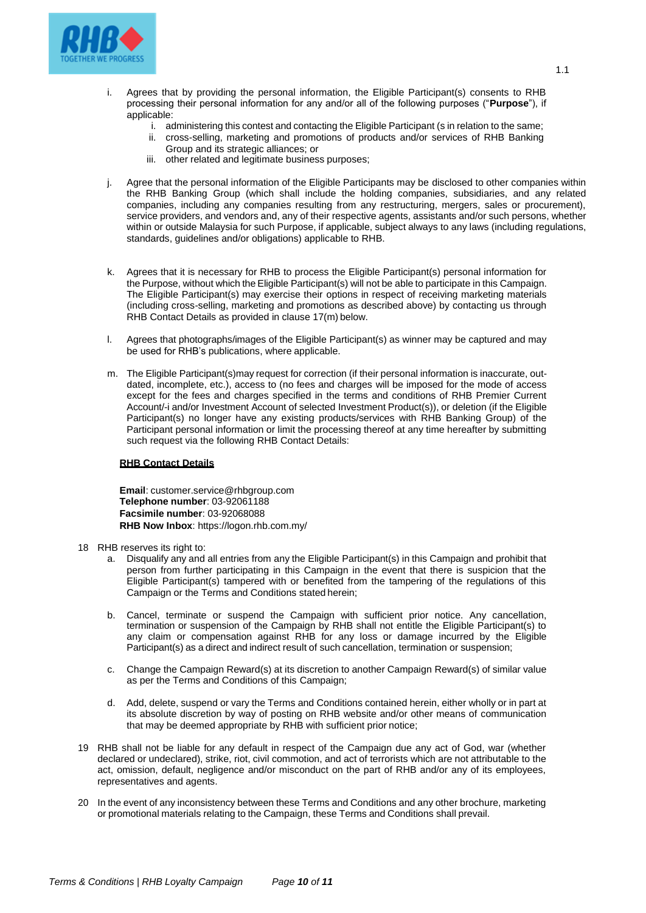- i. Agrees that by providing the personal information, the Eligible Participant(s) consents to RHB processing their personal information for any and/or all of the following purposes ("**Purpose**"), if applicable:
    - i. administering this contest and contacting the Eligible Participant (s in relation to the same;
    - ii. cross-selling, marketing and promotions of products and/or services of RHB Banking Group and its strategic alliances; or
    - iii. other related and legitimate business purposes;

- j. Agree that the personal information of the Eligible Participants may be disclosed to other companies within the RHB Banking Group (which shall include the holding companies, subsidiaries, and any related companies, including any companies resulting from any restructuring, mergers, sales or procurement), service providers, and vendors and, any of their respective agents, assistants and/or such persons, whether within or outside Malaysia for such Purpose, if applicable, subject always to any laws (including regulations, standards, guidelines and/or obligations) applicable to RHB.

- k. Agrees that it is necessary for RHB to process the Eligible Participant(s) personal information for the Purpose, without which the Eligible Participant(s) will not be able to participate in this Campaign. The Eligible Participant(s) may exercise their options in respect of receiving marketing materials (including cross-selling, marketing and promotions as described above) by contacting us through RHB Contact Details as provided in clause 17(m) below.

- l. Agrees that photographs/images of the Eligible Participant(s) as winner may be captured and may be used for RHB's publications, where applicable.

- m. The Eligible Participant(s)may request for correction (if their personal information is inaccurate, out-dated, incomplete, etc.), access to (no fees and charges will be imposed for the mode of access except for the fees and charges specified in the terms and conditions of RHB Premier Current Account/-i and/or Investment Account of selected Investment Product(s)), or deletion (if the Eligible Participant(s) no longer have any existing products/services with RHB Banking Group) of the Participant personal information or limit the processing thereof at any time hereafter by submitting such request via the following RHB Contact Details:

  **<u>RHB Contact Details</u>**

  **Email**: customer.service@rhbgroup.com
  **Telephone number**: 03-92061188
  **Facsimile number**: 03-92068088
  **RHB Now Inbox**: https://logon.rhb.com.my/

18 RHB reserves its right to:

- a. Disqualify any and all entries from any the Eligible Participant(s) in this Campaign and prohibit that person from further participating in this Campaign in the event that there is suspicion that the Eligible Participant(s) tampered with or benefited from the tampering of the regulations of this Campaign or the Terms and Conditions stated herein;

- b. Cancel, terminate or suspend the Campaign with sufficient prior notice. Any cancellation, termination or suspension of the Campaign by RHB shall not entitle the Eligible Participant(s) to any claim or compensation against RHB for any loss or damage incurred by the Eligible Participant(s) as a direct and indirect result of such cancellation, termination or suspension;

- c. Change the Campaign Reward(s) at its discretion to another Campaign Reward(s) of similar value as per the Terms and Conditions of this Campaign;

- d. Add, delete, suspend or vary the Terms and Conditions contained herein, either wholly or in part at its absolute discretion by way of posting on RHB website and/or other means of communication that may be deemed appropriate by RHB with sufficient prior notice;

19 RHB shall not be liable for any default in respect of the Campaign due any act of God, war (whether declared or undeclared), strike, riot, civil commotion, and act of terrorists which are not attributable to the act, omission, default, negligence and/or misconduct on the part of RHB and/or any of its employees, representatives and agents.

20 In the event of any inconsistency between these Terms and Conditions and any other brochure, marketing or promotional materials relating to the Campaign, these Terms and Conditions shall prevail.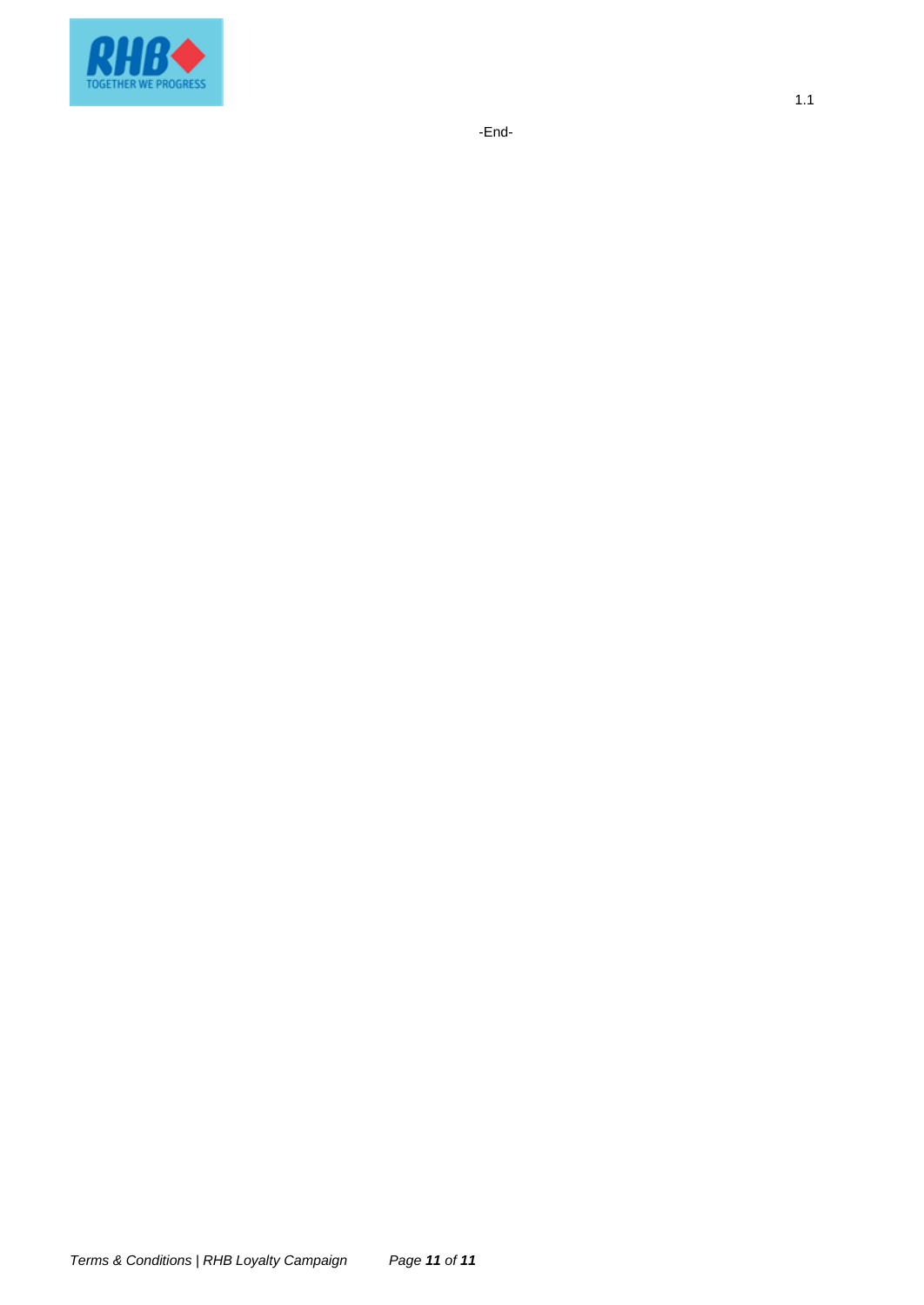1.1

-End-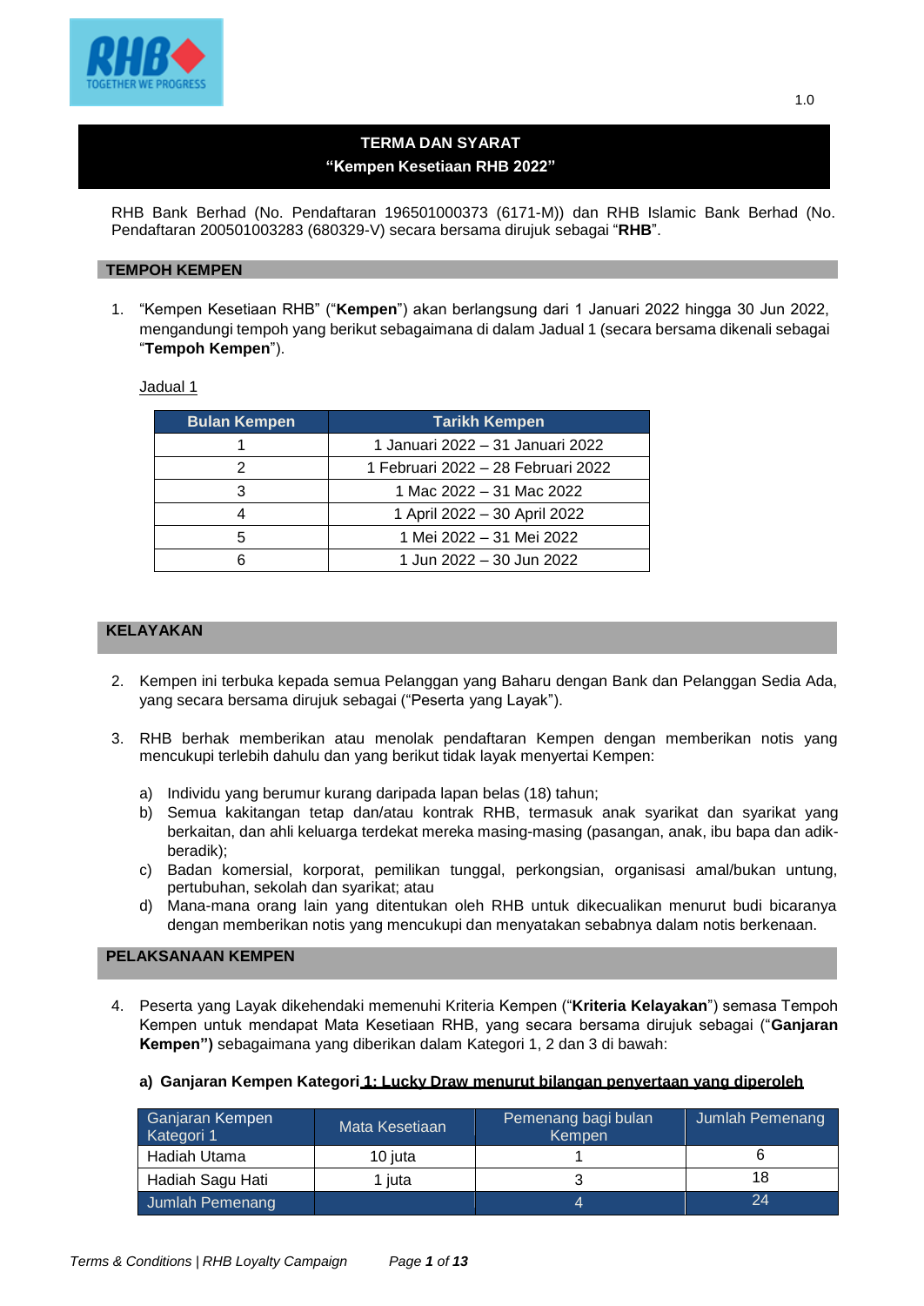1.0

**TERMA DAN SYARAT**
**"Kempen Kesetiaan RHB 2022"**

RHB Bank Berhad (No. Pendaftaran 196501000373 (6171-M)) dan RHB Islamic Bank Berhad (No. Pendaftaran 200501003283 (680329-V) secara bersama dirujuk sebagai "**RHB**".

## TEMPOH KEMPEN

1. "Kempen Kesetiaan RHB" ("**Kempen**") akan berlangsung dari 1 Januari 2022 hingga 30 Jun 2022, mengandungi tempoh yang berikut sebagaimana di dalam Jadual 1 (secara bersama dikenali sebagai "**Tempoh Kempen**").

Jadual 1

| Bulan Kempen | Tarikh Kempen |
|---|---|
| 1 | 1 Januari 2022 – 31 Januari 2022 |
| 2 | 1 Februari 2022 – 28 Februari 2022 |
| 3 | 1 Mac 2022 – 31 Mac 2022 |
| 4 | 1 April 2022 – 30 April 2022 |
| 5 | 1 Mei 2022 – 31 Mei 2022 |
| 6 | 1 Jun 2022 – 30 Jun 2022 |

## KELAYAKAN

2. Kempen ini terbuka kepada semua Pelanggan yang Baharu dengan Bank dan Pelanggan Sedia Ada, yang secara bersama dirujuk sebagai ("Peserta yang Layak").

3. RHB berhak memberikan atau menolak pendaftaran Kempen dengan memberikan notis yang mencukupi terlebih dahulu dan yang berikut tidak layak menyertai Kempen:

   a) Individu yang berumur kurang daripada lapan belas (18) tahun;
   b) Semua kakitangan tetap dan/atau kontrak RHB, termasuk anak syarikat dan syarikat yang berkaitan, dan ahli keluarga terdekat mereka masing-masing (pasangan, anak, ibu bapa dan adik-beradik);
   c) Badan komersial, korporat, pemilikan tunggal, perkongsian, organisasi amal/bukan untung, pertubuhan, sekolah dan syarikat; atau
   d) Mana-mana orang lain yang ditentukan oleh RHB untuk dikecualikan menurut budi bicaranya dengan memberikan notis yang mencukupi dan menyatakan sebabnya dalam notis berkenaan.

## PELAKSANAAN KEMPEN

4. Peserta yang Layak dikehendaki memenuhi Kriteria Kempen ("**Kriteria Kelayakan**") semasa Tempoh Kempen untuk mendapat Mata Kesetiaan RHB, yang secara bersama dirujuk sebagai ("**Ganjaran Kempen")** sebagaimana yang diberikan dalam Kategori 1, 2 dan 3 di bawah:

   **a) Ganjaran Kempen Kategori 1: Lucky Draw menurut bilangan penyertaan yang diperoleh**

| Ganjaran Kempen Kategori 1 | Mata Kesetiaan | Pemenang bagi bulan Kempen | Jumlah Pemenang |
|---|---|---|---|
| Hadiah Utama | 10 juta | 1 | 6 |
| Hadiah Sagu Hati | 1 juta | 3 | 18 |
| Jumlah Pemenang | | 4 | 24 |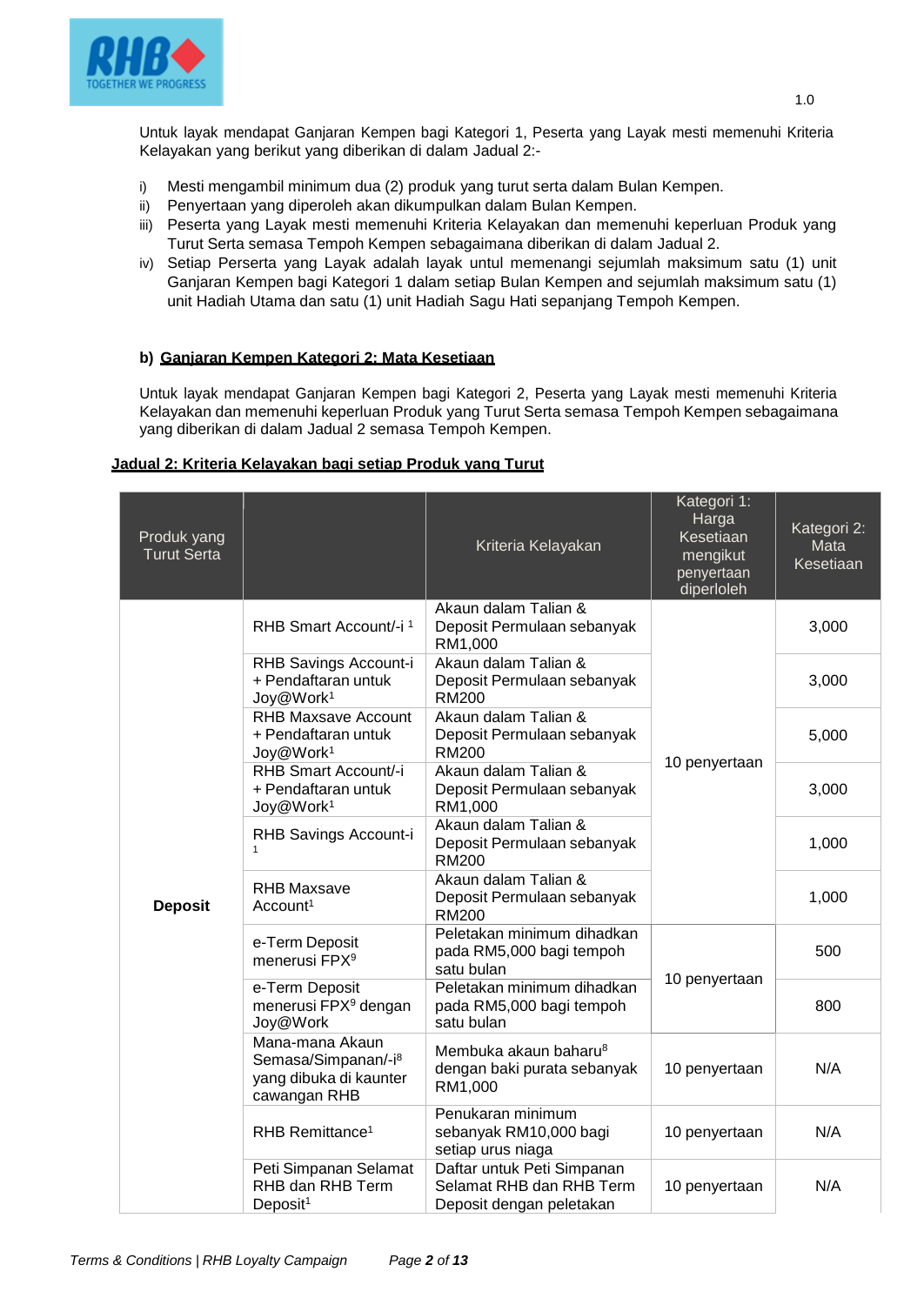Untuk layak mendapat Ganjaran Kempen bagi Kategori 1, Peserta yang Layak mesti memenuhi Kriteria Kelayakan yang berikut yang diberikan di dalam Jadual 2:-

i) Mesti mengambil minimum dua (2) produk yang turut serta dalam Bulan Kempen.
ii) Penyertaan yang diperoleh akan dikumpulkan dalam Bulan Kempen.
iii) Peserta yang Layak mesti memenuhi Kriteria Kelayakan dan memenuhi keperluan Produk yang Turut Serta semasa Tempoh Kempen sebagaimana diberikan di dalam Jadual 2.
iv) Setiap Peserta yang Layak adalah layak untul memenangi sejumlah maksimum satu (1) unit Ganjaran Kempen bagi Kategori 1 dalam setiap Bulan Kempen and sejumlah maksimum satu (1) unit Hadiah Utama dan satu (1) unit Hadiah Sagu Hati sepanjang Tempoh Kempen.

**b) Ganjaran Kempen Kategori 2: Mata Kesetiaan**

Untuk layak mendapat Ganjaran Kempen bagi Kategori 2, Peserta yang Layak mesti memenuhi Kriteria Kelayakan dan memenuhi keperluan Produk yang Turut Serta semasa Tempoh Kempen sebagaimana yang diberikan di dalam Jadual 2 semasa Tempoh Kempen.

**Jadual 2: Kriteria Kelayakan bagi setiap Produk yang Turut**

| Produk yang Turut Serta | | Kriteria Kelayakan | Kategori 1: Harga Kesetiaan mengikut penyertaan diperloleh | Kategori 2: Mata Kesetiaan |
|---|---|---|---|---|
| **Deposit** | RHB Smart Account/-i [1] | Akaun dalam Talian & Deposit Permulaan sebanyak RM1,000 | 10 penyertaan | 3,000 |
| | RHB Savings Account-i + Pendaftaran untuk Joy@Work[1] | Akaun dalam Talian & Deposit Permulaan sebanyak RM200 | | 3,000 |
| | RHB Maxsave Account + Pendaftaran untuk Joy@Work[1] | Akaun dalam Talian & Deposit Permulaan sebanyak RM200 | | 5,000 |
| | RHB Smart Account/-i + Pendaftaran untuk Joy@Work[1] | Akaun dalam Talian & Deposit Permulaan sebanyak RM1,000 | | 3,000 |
| | RHB Savings Account-i [1] | Akaun dalam Talian & Deposit Permulaan sebanyak RM200 | | 1,000 |
| | RHB Maxsave Account[1] | Akaun dalam Talian & Deposit Permulaan sebanyak RM200 | | 1,000 |
| | e-Term Deposit menerusi FPX[9] | Peletakan minimum dihadkan pada RM5,000 bagi tempoh satu bulan | 10 penyertaan | 500 |
| | e-Term Deposit menerusi FPX[9] dengan Joy@Work | Peletakan minimum dihadkan pada RM5,000 bagi tempoh satu bulan | | 800 |
| | Mana-mana Akaun Semasa/Simpanan/-i[8] yang dibuka di kaunter cawangan RHB | Membuka akaun baharu[8] dengan baki purata sebanyak RM1,000 | 10 penyertaan | N/A |
| | RHB Remittance[1] | Penukaran minimum sebanyak RM10,000 bagi setiap urus niaga | 10 penyertaan | N/A |
| | Peti Simpanan Selamat RHB dan RHB Term Deposit[1] | Daftar untuk Peti Simpanan Selamat RHB dan RHB Term Deposit dengan peletakan | 10 penyertaan | N/A |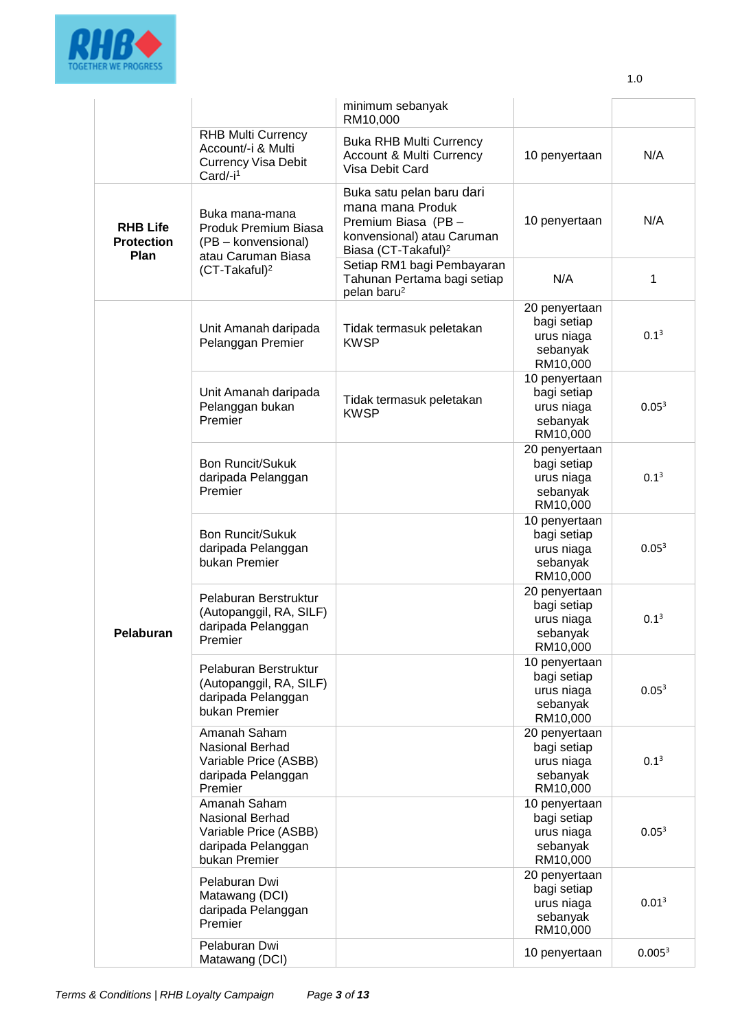| | | | | |
|---|---|---|---|---|
| | | minimum sebanyak RM10,000 | | |
| | RHB Multi Currency Account/-i & Multi Currency Visa Debit Card/-i[1] | Buka RHB Multi Currency Account & Multi Currency Visa Debit Card | 10 penyertaan | N/A |
| **RHB Life Protection Plan** | Buka mana-mana Produk Premium Biasa (PB – konvensional) atau Caruman Biasa (CT-Takaful)[2] | Buka satu pelan baru dari mana mana Produk Premium Biasa (PB – konvensional) atau Caruman Biasa (CT-Takaful)[2] | 10 penyertaan | N/A |
| | | Setiap RM1 bagi Pembayaran Tahunan Pertama bagi setiap pelan baru[2] | N/A | 1 |
| **Pelaburan** | Unit Amanah daripada Pelanggan Premier | Tidak termasuk peletakan KWSP | 20 penyertaan bagi setiap urus niaga sebanyak RM10,000 | 0.1[3] |
| | Unit Amanah daripada Pelanggan bukan Premier | Tidak termasuk peletakan KWSP | 10 penyertaan bagi setiap urus niaga sebanyak RM10,000 | 0.05[3] |
| | Bon Runcit/Sukuk daripada Pelanggan Premier | | 20 penyertaan bagi setiap urus niaga sebanyak RM10,000 | 0.1[3] |
| | Bon Runcit/Sukuk daripada Pelanggan bukan Premier | | 10 penyertaan bagi setiap urus niaga sebanyak RM10,000 | 0.05[3] |
| | Pelaburan Berstruktur (Autopanggil, RA, SILF) daripada Pelanggan Premier | | 20 penyertaan bagi setiap urus niaga sebanyak RM10,000 | 0.1[3] |
| | Pelaburan Berstruktur (Autopanggil, RA, SILF) daripada Pelanggan bukan Premier | | 10 penyertaan bagi setiap urus niaga sebanyak RM10,000 | 0.05[3] |
| | Amanah Saham Nasional Berhad Variable Price (ASBB) daripada Pelanggan Premier | | 20 penyertaan bagi setiap urus niaga sebanyak RM10,000 | 0.1[3] |
| | Amanah Saham Nasional Berhad Variable Price (ASBB) daripada Pelanggan bukan Premier | | 10 penyertaan bagi setiap urus niaga sebanyak RM10,000 | 0.05[3] |
| | Pelaburan Dwi Matawang (DCI) daripada Pelanggan Premier | | 20 penyertaan bagi setiap urus niaga sebanyak RM10,000 | 0.01[3] |
| | Pelaburan Dwi Matawang (DCI) | | 10 penyertaan | 0.005[3] |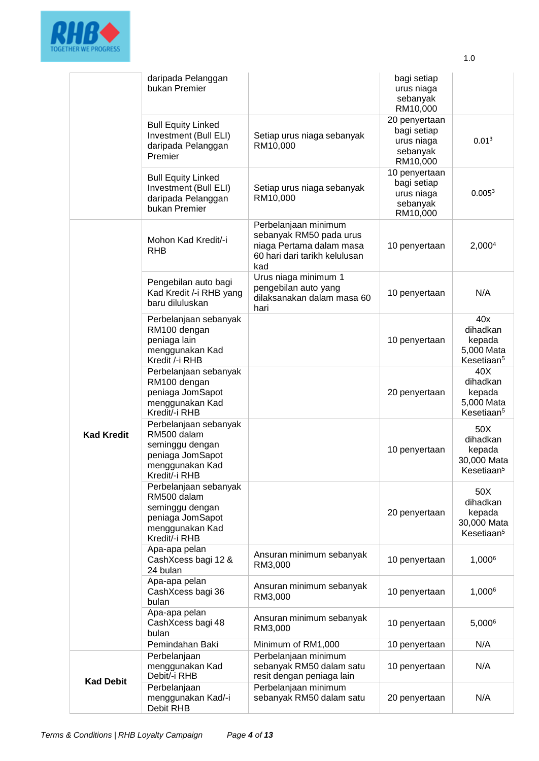| | | | | |
|---|---|---|---|---|
| | daripada Pelanggan bukan Premier | | bagi setiap urus niaga sebanyak RM10,000 | |
| | Bull Equity Linked Investment (Bull ELI) daripada Pelanggan Premier | Setiap urus niaga sebanyak RM10,000 | 20 penyertaan bagi setiap urus niaga sebanyak RM10,000 | 0.01[3] |
| | Bull Equity Linked Investment (Bull ELI) daripada Pelanggan bukan Premier | Setiap urus niaga sebanyak RM10,000 | 10 penyertaan bagi setiap urus niaga sebanyak RM10,000 | 0.005[3] |
| **Kad Kredit** | Mohon Kad Kredit/-i RHB | Perbelanjaan minimum sebanyak RM50 pada urus niaga Pertama dalam masa 60 hari dari tarikh kelulusan kad | 10 penyertaan | 2,000[4] |
| | Pengebilan auto bagi Kad Kredit /-i RHB yang baru diluluskan | Urus niaga minimum 1 pengebilan auto yang dilaksanakan dalam masa 60 hari | 10 penyertaan | N/A |
| | Perbelanjaan sebanyak RM100 dengan peniaga lain menggunakan Kad Kredit /-i RHB | | 10 penyertaan | 40x dihadkan kepada 5,000 Mata Kesetiaan[5] |
| | Perbelanjaan sebanyak RM100 dengan peniaga JomSapot menggunakan Kad Kredit/-i RHB | | 20 penyertaan | 40X dihadkan kepada 5,000 Mata Kesetiaan[5] |
| | Perbelanjaan sebanyak RM500 dalam seminggu dengan peniaga JomSapot menggunakan Kad Kredit/-i RHB | | 10 penyertaan | 50X dihadkan kepada 30,000 Mata Kesetiaan[5] |
| | Perbelanjaan sebanyak RM500 dalam seminggu dengan peniaga JomSapot menggunakan Kad Kredit/-i RHB | | 20 penyertaan | 50X dihadkan kepada 30,000 Mata Kesetiaan[5] |
| | Apa-apa pelan CashXcess bagi 12 & 24 bulan | Ansuran minimum sebanyak RM3,000 | 10 penyertaan | 1,000[6] |
| | Apa-apa pelan CashXcess bagi 36 bulan | Ansuran minimum sebanyak RM3,000 | 10 penyertaan | 1,000[6] |
| | Apa-apa pelan CashXcess bagi 48 bulan | Ansuran minimum sebanyak RM3,000 | 10 penyertaan | 5,000[6] |
| | Pemindahan Baki | Minimum of RM1,000 | 10 penyertaan | N/A |
| **Kad Debit** | Perbelanjaan menggunakan Kad Debit/-i RHB | Perbelanjaan minimum sebanyak RM50 dalam satu resit dengan peniaga lain | 10 penyertaan | N/A |
| | Perbelanjaan menggunakan Kad/-i Debit RHB | Perbelanjaan minimum sebanyak RM50 dalam satu | 20 penyertaan | N/A |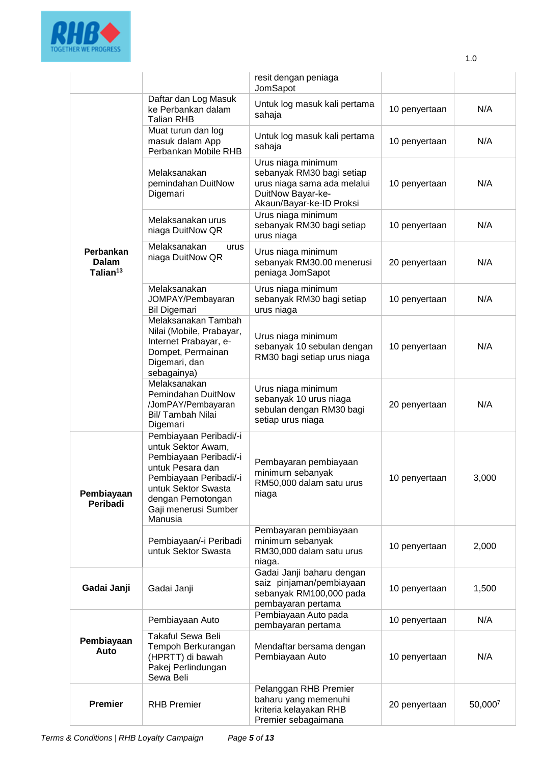| | | | | |
|---|---|---|---|---|
| | | resit dengan peniaga JomSapot | | |
| **Perbankan Dalam Talian**[13] | Daftar dan Log Masuk ke Perbankan dalam Talian RHB | Untuk log masuk kali pertama sahaja | 10 penyertaan | N/A |
| | Muat turun dan log masuk dalam App Perbankan Mobile RHB | Untuk log masuk kali pertama sahaja | 10 penyertaan | N/A |
| | Melaksanakan pemindahan DuitNow Digemari | Urus niaga minimum sebanyak RM30 bagi setiap urus niaga sama ada melalui DuitNow Bayar-ke-Akaun/Bayar-ke-ID Proksi | 10 penyertaan | N/A |
| | Melaksanakan urus niaga DuitNow QR | Urus niaga minimum sebanyak RM30 bagi setiap urus niaga | 10 penyertaan | N/A |
| | Melaksanakan urus niaga DuitNow QR | Urus niaga minimum sebanyak RM30.00 menerusi peniaga JomSapot | 20 penyertaan | N/A |
| | Melaksanakan JOMPAY/Pembayaran Bil Digemari | Urus niaga minimum sebanyak RM30 bagi setiap urus niaga | 10 penyertaan | N/A |
| | Melaksanakan Tambah Nilai (Mobile, Prabayar, Internet Prabayar, e-Dompet, Permainan Digemari, dan sebagainya) | Urus niaga minimum sebanyak 10 sebulan dengan RM30 bagi setiap urus niaga | 10 penyertaan | N/A |
| | Melaksanakan Pemindahan DuitNow /JomPAY/Pembayaran Bil/ Tambah Nilai Digemari | Urus niaga minimum sebanyak 10 urus niaga sebulan dengan RM30 bagi setiap urus niaga | 20 penyertaan | N/A |
| **Pembiayaan Peribadi** | Pembiayaan Peribadi/-i untuk Sektor Awam, Pembiayaan Peribadi/-i untuk Pesara dan Pembiayaan Peribadi/-i untuk Sektor Swasta dengan Pemotongan Gaji menerusi Sumber Manusia | Pembayaran pembiayaan minimum sebanyak RM50,000 dalam satu urus niaga | 10 penyertaan | 3,000 |
| | Pembiayaan/-i Peribadi untuk Sektor Swasta | Pembayaran pembiayaan minimum sebanyak RM30,000 dalam satu urus niaga. | 10 penyertaan | 2,000 |
| **Gadai Janji** | Gadai Janji | Gadai Janji baharu dengan saiz pinjaman/pembiayaan sebanyak RM100,000 pada pembayaran pertama | 10 penyertaan | 1,500 |
| **Pembiayaan Auto** | Pembiayaan Auto | Pembiayaan Auto pada pembayaran pertama | 10 penyertaan | N/A |
| | Takaful Sewa Beli Tempoh Berkurangan (HPRTT) di bawah Pakej Perlindungan Sewa Beli | Mendaftar bersama dengan Pembiayaan Auto | 10 penyertaan | N/A |
| **Premier** | RHB Premier | Pelanggan RHB Premier baharu yang memenuhi kriteria kelayakan RHB Premier sebagaimana | 20 penyertaan | 50,000[7] |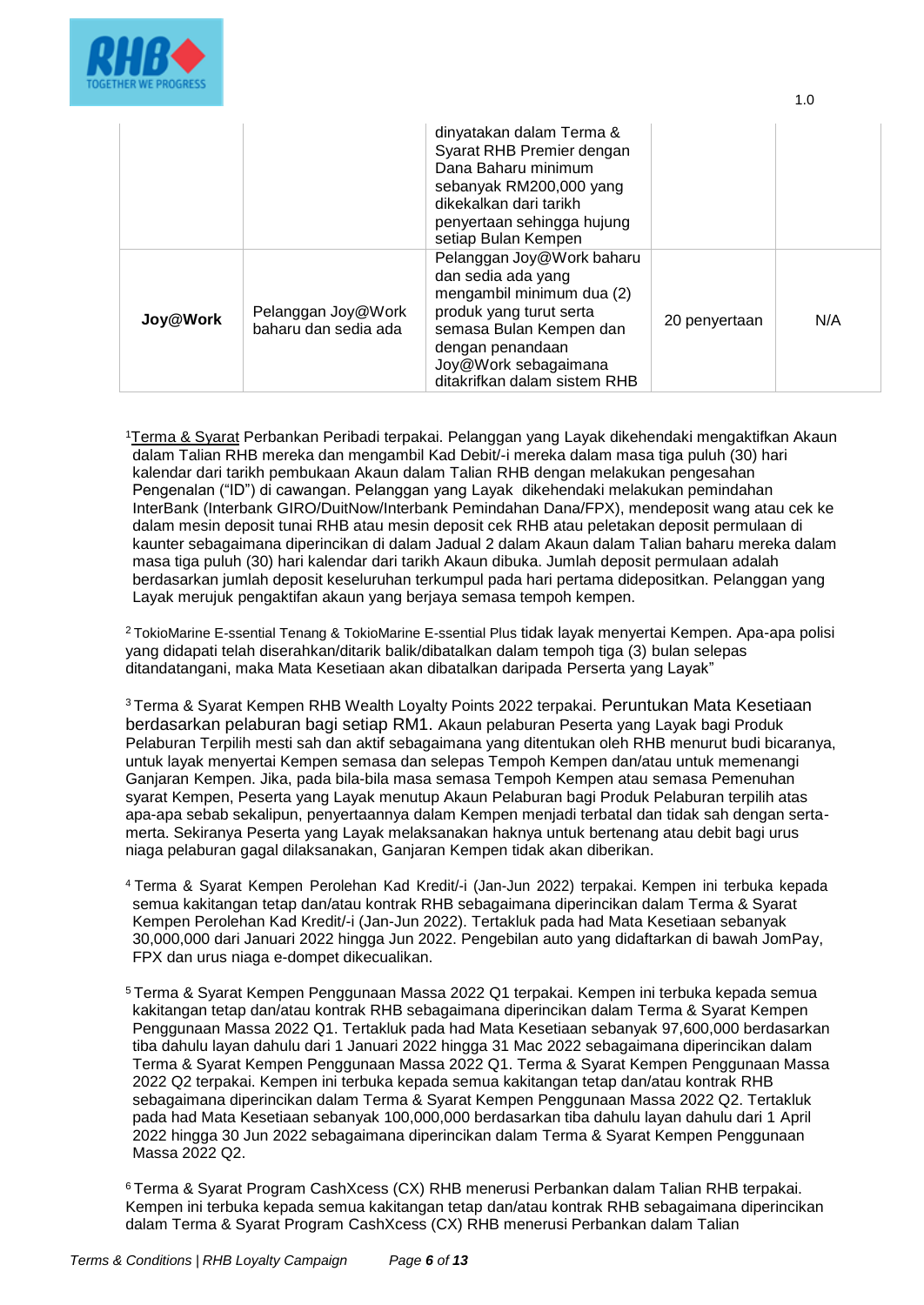| | | | | |
|---|---|---|---|---|
| | | dinyatakan dalam Terma & Syarat RHB Premier dengan Dana Baharu minimum sebanyak RM200,000 yang dikekalkan dari tarikh penyertaan sehingga hujung setiap Bulan Kempen | | |
| **Joy@Work** | Pelanggan Joy@Work baharu dan sedia ada | Pelanggan Joy@Work baharu dan sedia ada yang mengambil minimum dua (2) produk yang turut serta semasa Bulan Kempen dan dengan penandaan Joy@Work sebagaimana ditakrifkan dalam sistem RHB | 20 penyertaan | N/A |

[1]Terma & Syarat Perbankan Peribadi terpakai. Pelanggan yang Layak dikehendaki mengaktifkan Akaun dalam Talian RHB mereka dan mengambil Kad Debit/-i mereka dalam masa tiga puluh (30) hari kalendar dari tarikh pembukaan Akaun dalam Talian RHB dengan melakukan pengesahan Pengenalan ("ID") di cawangan. Pelanggan yang Layak dikehendaki melakukan pemindahan InterBank (Interbank GIRO/DuitNow/Interbank Pemindahan Dana/FPX), mendeposit wang atau cek ke dalam mesin deposit tunai RHB atau mesin deposit cek RHB atau peletakan deposit permulaan di kaunter sebagaimana diperincikan di dalam Jadual 2 dalam Akaun dalam Talian baharu mereka dalam masa tiga puluh (30) hari kalendar dari tarikh Akaun dibuka. Jumlah deposit permulaan adalah berdasarkan jumlah deposit keseluruhan terkumpul pada hari pertama didepositkan. Pelanggan yang Layak merujuk pengaktifan akaun yang berjaya semasa tempoh kempen.

[2] TokioMarine E-ssential Tenang & TokioMarine E-ssential Plus tidak layak menyertai Kempen. Apa-apa polisi yang didapati telah diserahkan/ditarik balik/dibatalkan dalam tempoh tiga (3) bulan selepas ditandatangani, maka Mata Kesetiaan akan dibatalkan daripada Perserta yang Layak"

[3] Terma & Syarat Kempen RHB Wealth Loyalty Points 2022 terpakai. Peruntukan Mata Kesetiaan berdasarkan pelaburan bagi setiap RM1. Akaun pelaburan Peserta yang Layak bagi Produk Pelaburan Terpilih mesti sah dan aktif sebagaimana yang ditentukan oleh RHB menurut budi bicaranya, untuk layak menyertai Kempen semasa dan selepas Tempoh Kempen dan/atau untuk memenangi Ganjaran Kempen. Jika, pada bila-bila masa semasa Tempoh Kempen atau semasa Pemenuhan syarat Kempen, Peserta yang Layak menutup Akaun Pelaburan bagi Produk Pelaburan terpilih atas apa-apa sebab sekalipun, penyertaannya dalam Kempen menjadi terbatal dan tidak sah dengan serta-merta. Sekiranya Peserta yang Layak melaksanakan haknya untuk bertenang atau debit bagi urus niaga pelaburan gagal dilaksanakan, Ganjaran Kempen tidak akan diberikan.

[4] Terma & Syarat Kempen Perolehan Kad Kredit/-i (Jan-Jun 2022) terpakai. Kempen ini terbuka kepada semua kakitangan tetap dan/atau kontrak RHB sebagaimana diperincikan dalam Terma & Syarat Kempen Perolehan Kad Kredit/-i (Jan-Jun 2022). Tertakluk pada had Mata Kesetiaan sebanyak 30,000,000 dari Januari 2022 hingga Jun 2022. Pengebilan auto yang didaftarkan di bawah JomPay, FPX dan urus niaga e-dompet dikecualikan.

[5] Terma & Syarat Kempen Penggunaan Massa 2022 Q1 terpakai. Kempen ini terbuka kepada semua kakitangan tetap dan/atau kontrak RHB sebagaimana diperincikan dalam Terma & Syarat Kempen Penggunaan Massa 2022 Q1. Tertakluk pada had Mata Kesetiaan sebanyak 97,600,000 berdasarkan tiba dahulu layan dahulu dari 1 Januari 2022 hingga 31 Mac 2022 sebagaimana diperincikan dalam Terma & Syarat Kempen Penggunaan Massa 2022 Q1. Terma & Syarat Kempen Penggunaan Massa 2022 Q2 terpakai. Kempen ini terbuka kepada semua kakitangan tetap dan/atau kontrak RHB sebagaimana diperincikan dalam Terma & Syarat Kempen Penggunaan Massa 2022 Q2. Tertakluk pada had Mata Kesetiaan sebanyak 100,000,000 berdasarkan tiba dahulu layan dahulu dari 1 April 2022 hingga 30 Jun 2022 sebagaimana diperincikan dalam Terma & Syarat Kempen Penggunaan Massa 2022 Q2.

[6] Terma & Syarat Program CashXcess (CX) RHB menerusi Perbankan dalam Talian RHB terpakai. Kempen ini terbuka kepada semua kakitangan tetap dan/atau kontrak RHB sebagaimana diperincikan dalam Terma & Syarat Program CashXcess (CX) RHB menerusi Perbankan dalam Talian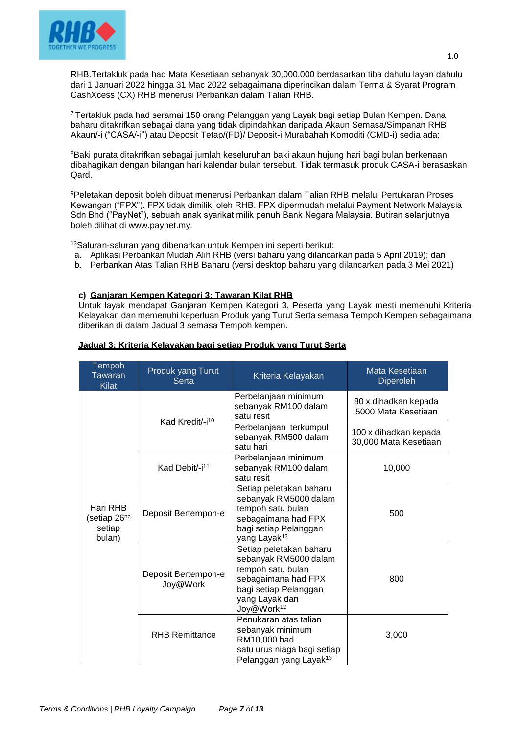RHB.Tertakluk pada had Mata Kesetiaan sebanyak 30,000,000 berdasarkan tiba dahulu layan dahulu dari 1 Januari 2022 hingga 31 Mac 2022 sebagaimana diperincikan dalam Terma & Syarat Program CashXcess (CX) RHB menerusi Perbankan dalam Talian RHB.

[7] Tertakluk pada had seramai 150 orang Pelanggan yang Layak bagi setiap Bulan Kempen. Dana baharu ditakrifkan sebagai dana yang tidak dipindahkan daripada Akaun Semasa/Simpanan RHB Akaun/-i ("CASA/-i") atau Deposit Tetap/(FD)/ Deposit-i Murabahah Komoditi (CMD-i) sedia ada;

[8] Baki purata ditakrifkan sebagai jumlah keseluruhan baki akaun hujung hari bagi bulan berkenaan dibahagikan dengan bilangan hari kalendar bulan tersebut. Tidak termasuk produk CASA-i berasaskan Qard.

[9] Peletakan deposit boleh dibuat menerusi Perbankan dalam Talian RHB melalui Pertukaran Proses Kewangan ("FPX"). FPX tidak dimiliki oleh RHB. FPX dipermudah melalui Payment Network Malaysia Sdn Bhd ("PayNet"), sebuah anak syarikat milik penuh Bank Negara Malaysia. Butiran selanjutnya boleh dilihat di www.paynet.my.

[13] Saluran-saluran yang dibenarkan untuk Kempen ini seperti berikut:

a. Aplikasi Perbankan Mudah Alih RHB (versi baharu yang dilancarkan pada 5 April 2019); dan
b. Perbankan Atas Talian RHB Baharu (versi desktop baharu yang dilancarkan pada 3 Mei 2021)

**c) <u>Ganjaran Kempen Kategori 3: Tawaran Kilat RHB</u>**

Untuk layak mendapat Ganjaran Kempen Kategori 3, Peserta yang Layak mesti memenuhi Kriteria Kelayakan dan memenuhi keperluan Produk yang Turut Serta semasa Tempoh Kempen sebagaimana diberikan di dalam Jadual 3 semasa Tempoh kempen.

**<u>Jadual 3: Kriteria Kelayakan bagi setiap Produk yang Turut Serta</u>**

| Tempoh Tawaran Kilat | Produk yang Turut Serta | Kriteria Kelayakan | Mata Kesetiaan Diperoleh |
|---|---|---|---|
| Hari RHB (setiap 26hb setiap bulan) | Kad Kredit/-i[10] | Perbelanjaan minimum sebanyak RM100 dalam satu resit | 80 x dihadkan kepada 5000 Mata Kesetiaan |
| | | Perbelanjaan terkumpul sebanyak RM500 dalam satu hari | 100 x dihadkan kepada 30,000 Mata Kesetiaan |
| | Kad Debit/-i[11] | Perbelanjaan minimum sebanyak RM100 dalam satu resit | 10,000 |
| | Deposit Bertempoh-e | Setiap peletakan baharu sebanyak RM5000 dalam tempoh satu bulan sebagaimana had FPX bagi setiap Pelanggan yang Layak[12] | 500 |
| | Deposit Bertempoh-e Joy@Work | Setiap peletakan baharu sebanyak RM5000 dalam tempoh satu bulan sebagaimana had FPX bagi setiap Pelanggan yang Layak dan Joy@Work[12] | 800 |
| | RHB Remittance | Penukaran atas talian sebanyak minimum RM10,000 had satu urus niaga bagi setiap Pelanggan yang Layak[13] | 3,000 |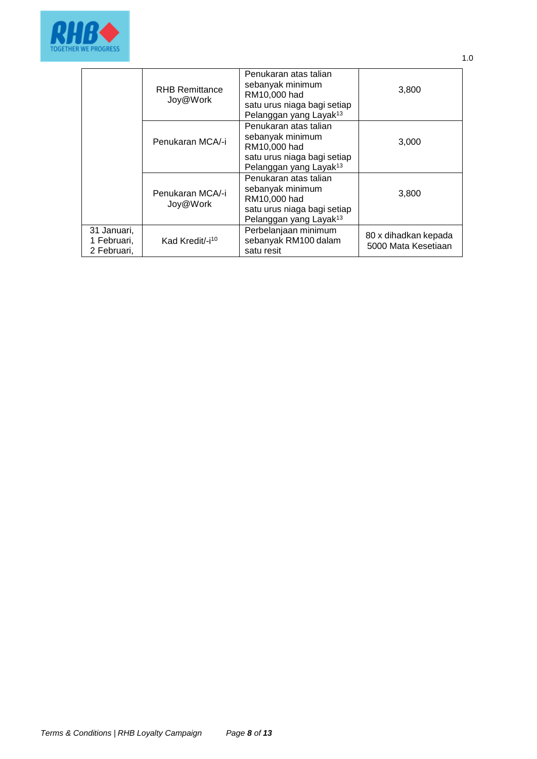| | | | |
|---|---|---|---|
| | RHB Remittance Joy@Work | Penukaran atas talian sebanyak minimum RM10,000 had satu urus niaga bagi setiap Pelanggan yang Layak[13] | 3,800 |
| | Penukaran MCA/-i | Penukaran atas talian sebanyak minimum RM10,000 had satu urus niaga bagi setiap Pelanggan yang Layak[13] | 3,000 |
| | Penukaran MCA/-i Joy@Work | Penukaran atas talian sebanyak minimum RM10,000 had satu urus niaga bagi setiap Pelanggan yang Layak[13] | 3,800 |
| 31 Januari, 1 Februari, 2 Februari, | Kad Kredit/-i[10] | Perbelanjaan minimum sebanyak RM100 dalam satu resit | 80 x dihadkan kepada 5000 Mata Kesetiaan |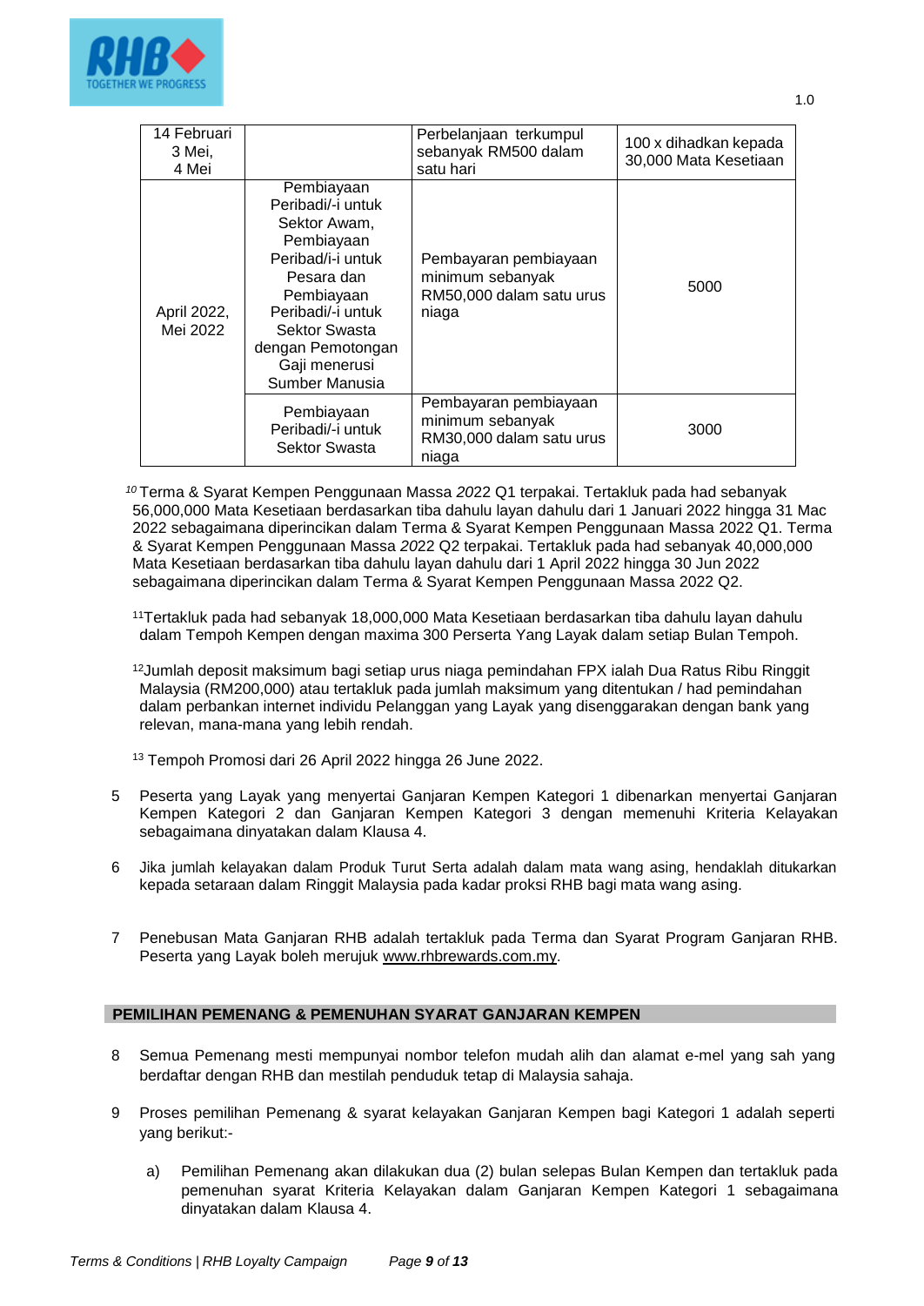| | | | |
|---|---|---|---|
| 14 Februari 3 Mei, 4 Mei | | Perbelanjaan terkumpul sebanyak RM500 dalam satu hari | 100 x dihadkan kepada 30,000 Mata Kesetiaan |
| April 2022, Mei 2022 | Pembiayaan Peribadi/-i untuk Sektor Awam, Pembiayaan Peribad/i-i untuk Pesara dan Pembiayaan Peribadi/-i untuk Sektor Swasta dengan Pemotongan Gaji menerusi Sumber Manusia | Pembayaran pembiayaan minimum sebanyak RM50,000 dalam satu urus niaga | 5000 |
| | Pembiayaan Peribadi/-i untuk Sektor Swasta | Pembayaran pembiayaan minimum sebanyak RM30,000 dalam satu urus niaga | 3000 |

[10] Terma & Syarat Kempen Penggunaan Massa *2022* Q1 terpakai. Tertakluk pada had sebanyak 56,000,000 Mata Kesetiaan berdasarkan tiba dahulu layan dahulu dari 1 Januari 2022 hingga 31 Mac 2022 sebagaimana diperincikan dalam Terma & Syarat Kempen Penggunaan Massa 2022 Q1. Terma & Syarat Kempen Penggunaan Massa *2022* Q2 terpakai. Tertakluk pada had sebanyak 40,000,000 Mata Kesetiaan berdasarkan tiba dahulu layan dahulu dari 1 April 2022 hingga 30 Jun 2022 sebagaimana diperincikan dalam Terma & Syarat Kempen Penggunaan Massa 2022 Q2.

[11] Tertakluk pada had sebanyak 18,000,000 Mata Kesetiaan berdasarkan tiba dahulu layan dahulu dalam Tempoh Kempen dengan maxima 300 Perserta Yang Layak dalam setiap Bulan Tempoh.

[12] Jumlah deposit maksimum bagi setiap urus niaga pemindahan FPX ialah Dua Ratus Ribu Ringgit Malaysia (RM200,000) atau tertakluk pada jumlah maksimum yang ditentukan / had pemindahan dalam perbankan internet individu Pelanggan yang Layak yang disenggarakan dengan bank yang relevan, mana-mana yang lebih rendah.

[13] Tempoh Promosi dari 26 April 2022 hingga 26 June 2022.

5 Peserta yang Layak yang menyertai Ganjaran Kempen Kategori 1 dibenarkan menyertai Ganjaran Kempen Kategori 2 dan Ganjaran Kempen Kategori 3 dengan memenuhi Kriteria Kelayakan sebagaimana dinyatakan dalam Klausa 4.

6 Jika jumlah kelayakan dalam Produk Turut Serta adalah dalam mata wang asing, hendaklah ditukarkan kepada setaraan dalam Ringgit Malaysia pada kadar proksi RHB bagi mata wang asing.

7 Penebusan Mata Ganjaran RHB adalah tertakluk pada Terma dan Syarat Program Ganjaran RHB. Peserta yang Layak boleh merujuk www.rhbrewards.com.my.

## PEMILIHAN PEMENANG & PEMENUHAN SYARAT GANJARAN KEMPEN

8 Semua Pemenang mesti mempunyai nombor telefon mudah alih dan alamat e-mel yang sah yang berdaftar dengan RHB dan mestilah penduduk tetap di Malaysia sahaja.

9 Proses pemilihan Pemenang & syarat kelayakan Ganjaran Kempen bagi Kategori 1 adalah seperti yang berikut:-

a) Pemilihan Pemenang akan dilakukan dua (2) bulan selepas Bulan Kempen dan tertakluk pada pemenuhan syarat Kriteria Kelayakan dalam Ganjaran Kempen Kategori 1 sebagaimana dinyatakan dalam Klausa 4.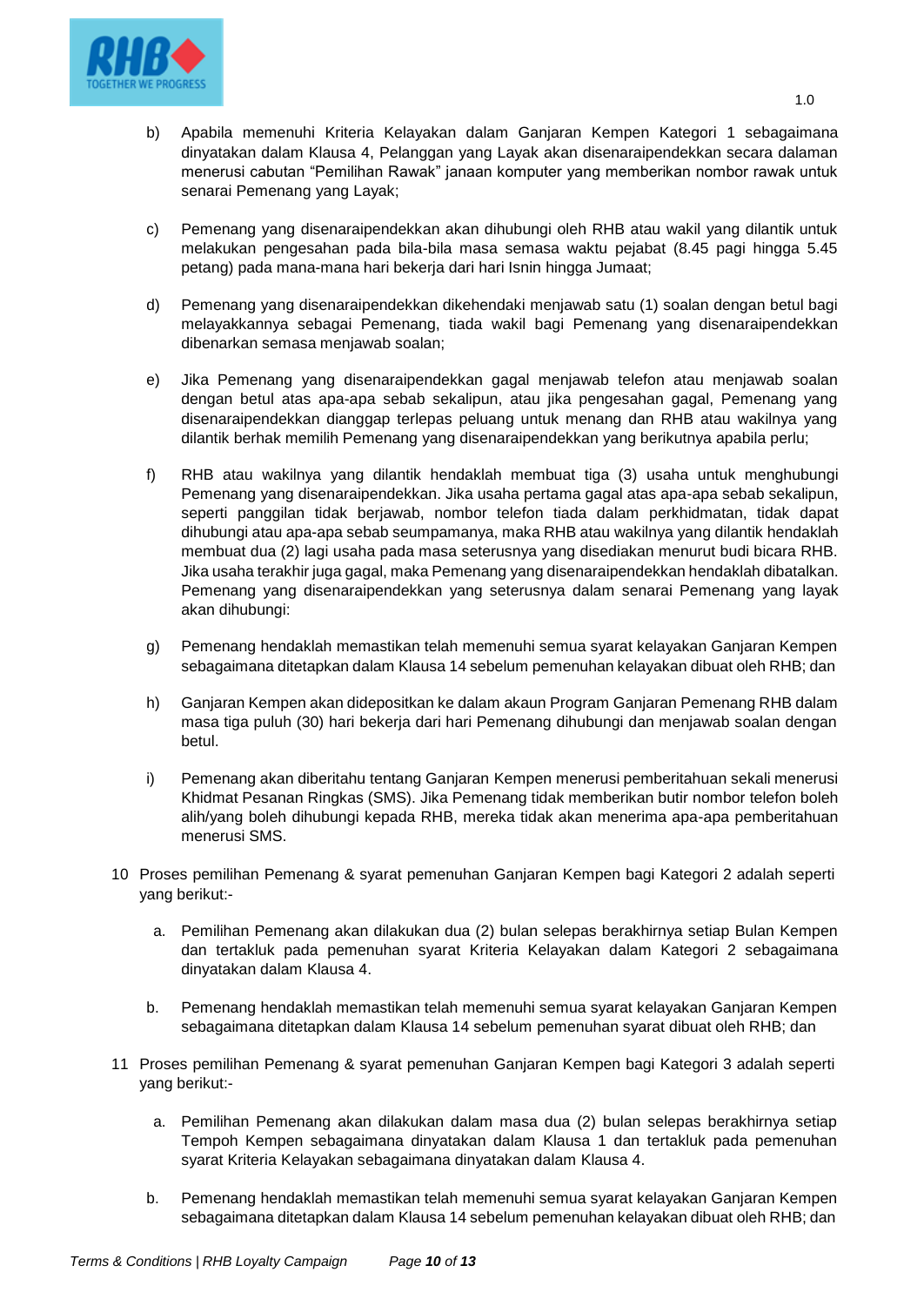b) Apabila memenuhi Kriteria Kelayakan dalam Ganjaran Kempen Kategori 1 sebagaimana dinyatakan dalam Klausa 4, Pelanggan yang Layak akan disenaraipendekkan secara dalaman menerusi cabutan "Pemilihan Rawak" janaan komputer yang memberikan nombor rawak untuk senarai Pemenang yang Layak;

c) Pemenang yang disenaraipendekkan akan dihubungi oleh RHB atau wakil yang dilantik untuk melakukan pengesahan pada bila-bila masa semasa waktu pejabat (8.45 pagi hingga 5.45 petang) pada mana-mana hari bekerja dari hari Isnin hingga Jumaat;

d) Pemenang yang disenaraipendekkan dikehendaki menjawab satu (1) soalan dengan betul bagi melayakkannya sebagai Pemenang, tiada wakil bagi Pemenang yang disenaraipendekkan dibenarkan semasa menjawab soalan;

e) Jika Pemenang yang disenaraipendekkan gagal menjawab telefon atau menjawab soalan dengan betul atas apa-apa sebab sekalipun, atau jika pengesahan gagal, Pemenang yang disenaraipendekkan dianggap terlepas peluang untuk menang dan RHB atau wakilnya yang dilantik berhak memilih Pemenang yang disenaraipendekkan yang berikutnya apabila perlu;

f) RHB atau wakilnya yang dilantik hendaklah membuat tiga (3) usaha untuk menghubungi Pemenang yang disenaraipendekkan. Jika usaha pertama gagal atas apa-apa sebab sekalipun, seperti panggilan tidak berjawab, nombor telefon tiada dalam perkhidmatan, tidak dapat dihubungi atau apa-apa sebab seumpamanya, maka RHB atau wakilnya yang dilantik hendaklah membuat dua (2) lagi usaha pada masa seterusnya yang disediakan menurut budi bicara RHB. Jika usaha terakhir juga gagal, maka Pemenang yang disenaraipendekkan hendaklah dibatalkan. Pemenang yang disenaraipendekkan yang seterusnya dalam senarai Pemenang yang layak akan dihubungi:

g) Pemenang hendaklah memastikan telah memenuhi semua syarat kelayakan Ganjaran Kempen sebagaimana ditetapkan dalam Klausa 14 sebelum pemenuhan kelayakan dibuat oleh RHB; dan

h) Ganjaran Kempen akan didepositkan ke dalam akaun Program Ganjaran Pemenang RHB dalam masa tiga puluh (30) hari bekerja dari hari Pemenang dihubungi dan menjawab soalan dengan betul.

i) Pemenang akan diberitahu tentang Ganjaran Kempen menerusi pemberitahuan sekali menerusi Khidmat Pesanan Ringkas (SMS). Jika Pemenang tidak memberikan butir nombor telefon boleh alih/yang boleh dihubungi kepada RHB, mereka tidak akan menerima apa-apa pemberitahuan menerusi SMS.

10 Proses pemilihan Pemenang & syarat pemenuhan Ganjaran Kempen bagi Kategori 2 adalah seperti yang berikut:-

a. Pemilihan Pemenang akan dilakukan dua (2) bulan selepas berakhirnya setiap Bulan Kempen dan tertakluk pada pemenuhan syarat Kriteria Kelayakan dalam Kategori 2 sebagaimana dinyatakan dalam Klausa 4.

b. Pemenang hendaklah memastikan telah memenuhi semua syarat kelayakan Ganjaran Kempen sebagaimana ditetapkan dalam Klausa 14 sebelum pemenuhan syarat dibuat oleh RHB; dan

11 Proses pemilihan Pemenang & syarat pemenuhan Ganjaran Kempen bagi Kategori 3 adalah seperti yang berikut:-

a. Pemilihan Pemenang akan dilakukan dalam masa dua (2) bulan selepas berakhirnya setiap Tempoh Kempen sebagaimana dinyatakan dalam Klausa 1 dan tertakluk pada pemenuhan syarat Kriteria Kelayakan sebagaimana dinyatakan dalam Klausa 4.

b. Pemenang hendaklah memastikan telah memenuhi semua syarat kelayakan Ganjaran Kempen sebagaimana ditetapkan dalam Klausa 14 sebelum pemenuhan kelayakan dibuat oleh RHB; dan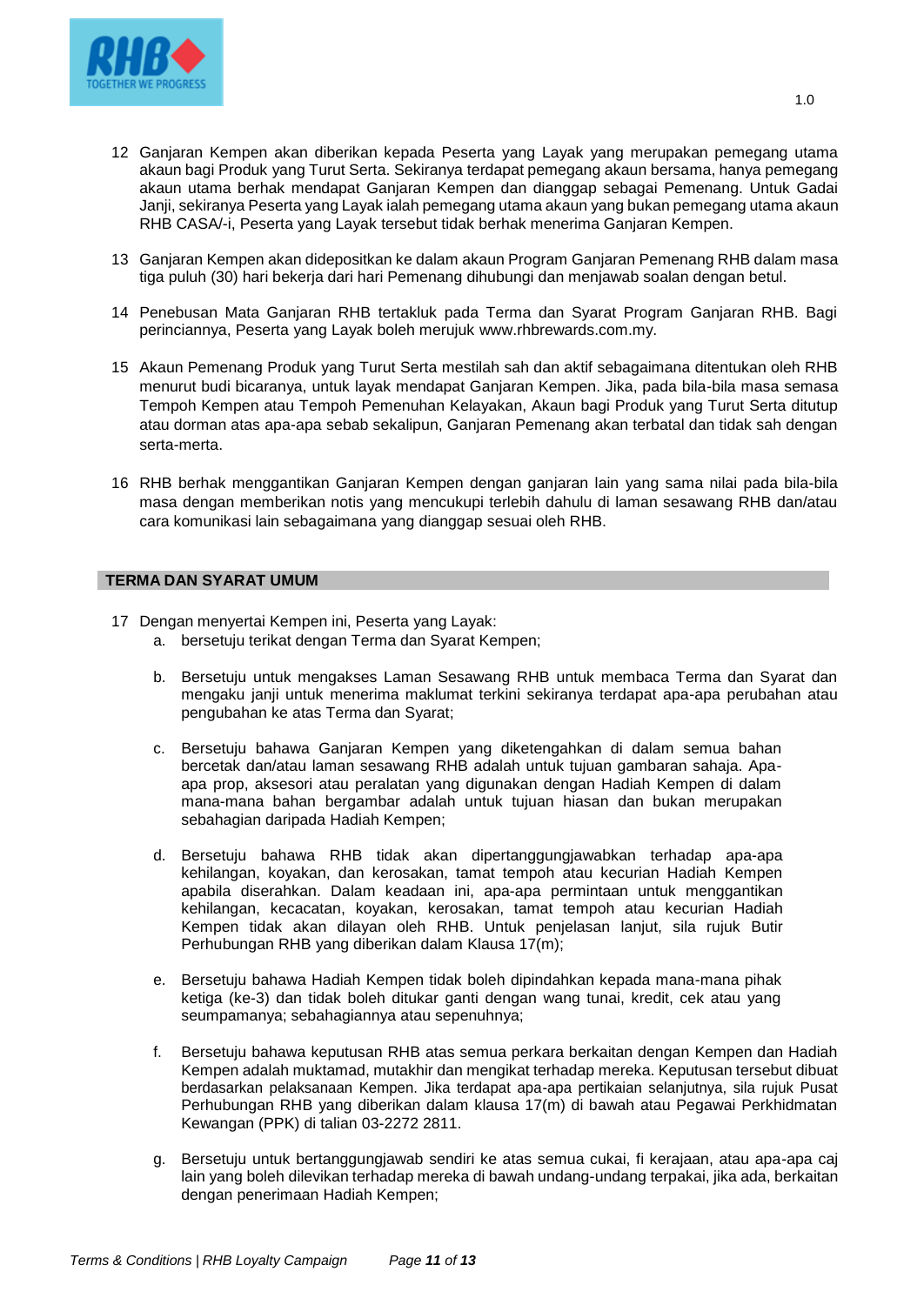12 Ganjaran Kempen akan diberikan kepada Peserta yang Layak yang merupakan pemegang utama akaun bagi Produk yang Turut Serta. Sekiranya terdapat pemegang akaun bersama, hanya pemegang akaun utama berhak mendapat Ganjaran Kempen dan dianggap sebagai Pemenang. Untuk Gadai Janji, sekiranya Peserta yang Layak ialah pemegang utama akaun yang bukan pemegang utama akaun RHB CASA/-i, Peserta yang Layak tersebut tidak berhak menerima Ganjaran Kempen.

13 Ganjaran Kempen akan dideposit­kan ke dalam akaun Program Ganjaran Pemenang RHB dalam masa tiga puluh (30) hari bekerja dari hari Pemenang dihubungi dan menjawab soalan dengan betul.

14 Penebusan Mata Ganjaran RHB tertakluk pada Terma dan Syarat Program Ganjaran RHB. Bagi perinciannya, Peserta yang Layak boleh merujuk www.rhbrewards.com.my.

15 Akaun Pemenang Produk yang Turut Serta mestilah sah dan aktif sebagaimana ditentukan oleh RHB menurut budi bicaranya, untuk layak mendapat Ganjaran Kempen. Jika, pada bila-bila masa semasa Tempoh Kempen atau Tempoh Pemenuhan Kelayakan, Akaun bagi Produk yang Turut Serta ditutup atau dorman atas apa-apa sebab sekalipun, Ganjaran Pemenang akan terbatal dan tidak sah dengan serta-merta.

16 RHB berhak menggantikan Ganjaran Kempen dengan ganjaran lain yang sama nilai pada bila-bila masa dengan memberikan notis yang mencukupi terlebih dahulu di laman sesawang RHB dan/atau cara komunikasi lain sebagaimana yang dianggap sesuai oleh RHB.

## TERMA DAN SYARAT UMUM

17 Dengan menyertai Kempen ini, Peserta yang Layak:

a. bersetuju terikat dengan Terma dan Syarat Kempen;

b. Bersetuju untuk mengakses Laman Sesawang RHB untuk membaca Terma dan Syarat dan mengaku janji untuk menerima maklumat terkini sekiranya terdapat apa-apa perubahan atau pengubahan ke atas Terma dan Syarat;

c. Bersetuju bahawa Ganjaran Kempen yang diketengahkan di dalam semua bahan bercetak dan/atau laman sesawang RHB adalah untuk tujuan gambaran sahaja. Apa-apa prop, aksesori atau peralatan yang digunakan dengan Hadiah Kempen di dalam mana-mana bahan bergambar adalah untuk tujuan hiasan dan bukan merupakan sebahagian daripada Hadiah Kempen;

d. Bersetuju bahawa RHB tidak akan dipertanggungjawabkan terhadap apa-apa kehilangan, koyakan, dan kerosakan, tamat tempoh atau kecurian Hadiah Kempen apabila diserahkan. Dalam keadaan ini, apa-apa permintaan untuk menggantikan kehilangan, kecacatan, koyakan, kerosakan, tamat tempoh atau kecurian Hadiah Kempen tidak akan dilayan oleh RHB. Untuk penjelasan lanjut, sila rujuk Butir Perhubungan RHB yang diberikan dalam Klausa 17(m);

e. Bersetuju bahawa Hadiah Kempen tidak boleh dipindahkan kepada mana-mana pihak ketiga (ke-3) dan tidak boleh ditukar ganti dengan wang tunai, kredit, cek atau yang seumpamanya; sebahagiannya atau sepenuhnya;

f. Bersetuju bahawa keputusan RHB atas semua perkara berkaitan dengan Kempen dan Hadiah Kempen adalah muktamad, mutakhir dan mengikat terhadap mereka. Keputusan tersebut dibuat berdasarkan pelaksanaan Kempen. Jika terdapat apa-apa pertikaian selanjutnya, sila rujuk Pusat Perhubungan RHB yang diberikan dalam klausa 17(m) di bawah atau Pegawai Perkhidmatan Kewangan (PPK) di talian 03-2272 2811.

g. Bersetuju untuk bertanggungjawab sendiri ke atas semua cukai, fi kerajaan, atau apa-apa caj lain yang boleh dilevikan terhadap mereka di bawah undang-undang terpakai, jika ada, berkaitan dengan penerimaan Hadiah Kempen;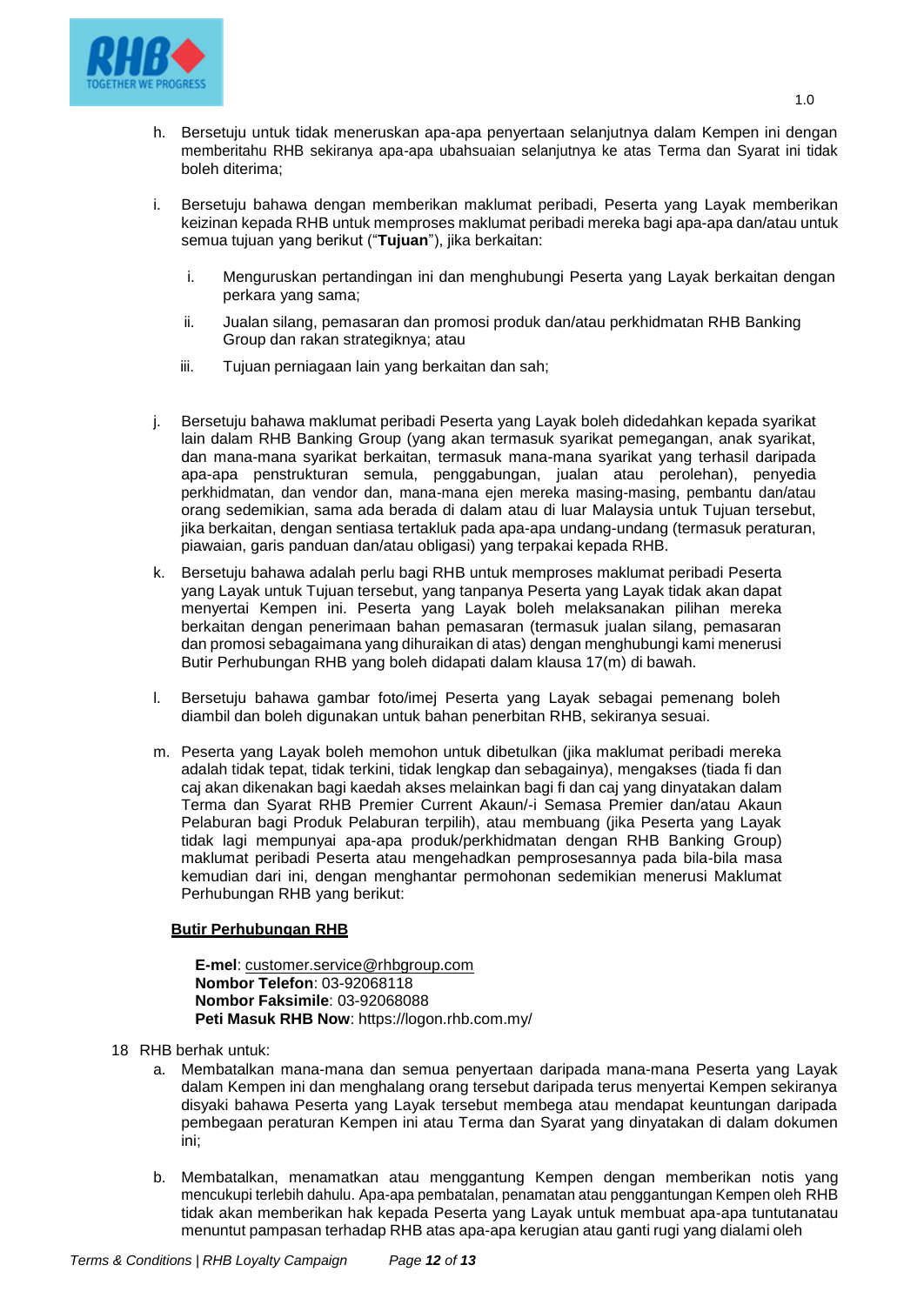h. Bersetuju untuk tidak meneruskan apa-apa penyertaan selanjutnya dalam Kempen ini dengan memberitahu RHB sekiranya apa-apa ubahsuaian selanjutnya ke atas Terma dan Syarat ini tidak boleh diterima;

i. Bersetuju bahawa dengan memberikan maklumat peribadi, Peserta yang Layak memberikan keizinan kepada RHB untuk memproses maklumat peribadi mereka bagi apa-apa dan/atau untuk semua tujuan yang berikut ("**Tujuan**"), jika berkaitan:

   i. Menguruskan pertandingan ini dan menghubungi Peserta yang Layak berkaitan dengan perkara yang sama;

   ii. Jualan silang, pemasaran dan promosi produk dan/atau perkhidmatan RHB Banking Group dan rakan strategiknya; atau

   iii. Tujuan perniagaan lain yang berkaitan dan sah;

j. Bersetuju bahawa maklumat peribadi Peserta yang Layak boleh didedahkan kepada syarikat lain dalam RHB Banking Group (yang akan termasuk syarikat pemegangan, anak syarikat, dan mana-mana syarikat berkaitan, termasuk mana-mana syarikat yang terhasil daripada apa-apa penstrukturan semula, penggabungan, jualan atau perolehan), penyedia perkhidmatan, dan vendor dan, mana-mana ejen mereka masing-masing, pembantu dan/atau orang sedemikian, sama ada berada di dalam atau di luar Malaysia untuk Tujuan tersebut, jika berkaitan, dengan sentiasa tertakluk pada apa-apa undang-undang (termasuk peraturan, piawaian, garis panduan dan/atau obligasi) yang terpakai kepada RHB.

k. Bersetuju bahawa adalah perlu bagi RHB untuk memproses maklumat peribadi Peserta yang Layak untuk Tujuan tersebut, yang tanpanya Peserta yang Layak tidak akan dapat menyertai Kempen ini. Peserta yang Layak boleh melaksanakan pilihan mereka berkaitan dengan penerimaan bahan pemasaran (termasuk jualan silang, pemasaran dan promosi sebagaimana yang dihuraikan di atas) dengan menghubungi kami menerusi Butir Perhubungan RHB yang boleh didapati dalam klausa 17(m) di bawah.

l. Bersetuju bahawa gambar foto/imej Peserta yang Layak sebagai pemenang boleh diambil dan boleh digunakan untuk bahan penerbitan RHB, sekiranya sesuai.

m. Peserta yang Layak boleh memohon untuk dibetulkan (jika maklumat peribadi mereka adalah tidak tepat, tidak terkini, tidak lengkap dan sebagainya), mengakses (tiada fi dan caj akan dikenakan bagi kaedah akses melainkan bagi fi dan caj yang dinyatakan dalam Terma dan Syarat RHB Premier Current Akaun/-i Semasa Premier dan/atau Akaun Pelaburan bagi Produk Pelaburan terpilih), atau membuang (jika Peserta yang Layak tidak lagi mempunyai apa-apa produk/perkhidmatan dengan RHB Banking Group) maklumat peribadi Peserta atau mengehadkan pemprosesannya pada bila-bila masa kemudian dari ini, dengan menghantar permohonan sedemikian menerusi Maklumat Perhubungan RHB yang berikut:

   **Butir Perhubungan RHB**

   **E-mel**: customer.service@rhbgroup.com
   **Nombor Telefon**: 03-92068118
   **Nombor Faksimile**: 03-92068088
   **Peti Masuk RHB Now**: https://logon.rhb.com.my/

18 RHB berhak untuk:

a. Membatalkan mana-mana dan semua penyertaan daripada mana-mana Peserta yang Layak dalam Kempen ini dan menghalang orang tersebut daripada terus menyertai Kempen sekiranya disyaki bahawa Peserta yang Layak tersebut membega atau mendapat keuntungan daripada pembegaan peraturan Kempen ini atau Terma dan Syarat yang dinyatakan di dalam dokumen ini;

b. Membatalkan, menamatkan atau menggantung Kempen dengan memberikan notis yang mencukupi terlebih dahulu. Apa-apa pembatalan, penamatan atau penggantungan Kempen oleh RHB tidak akan memberikan hak kepada Peserta yang Layak untuk membuat apa-apa tuntutanatau menuntut pampasan terhadap RHB atas apa-apa kerugian atau ganti rugi yang dialami oleh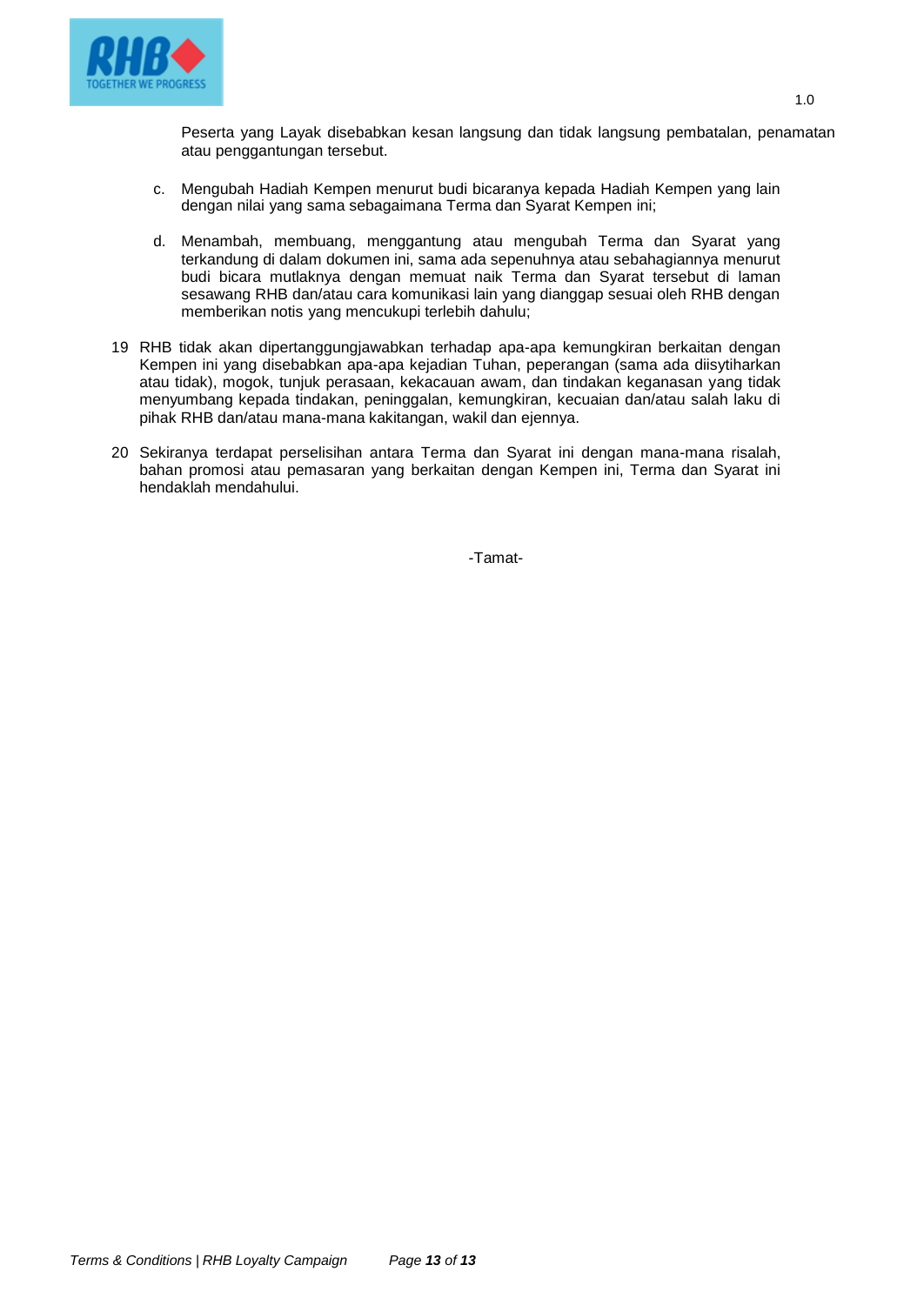Peserta yang Layak disebabkan kesan langsung dan tidak langsung pembatalan, penamatan atau penggantungan tersebut.

c. Mengubah Hadiah Kempen menurut budi bicaranya kepada Hadiah Kempen yang lain dengan nilai yang sama sebagaimana Terma dan Syarat Kempen ini;

d. Menambah, membuang, menggantung atau mengubah Terma dan Syarat yang terkandung di dalam dokumen ini, sama ada sepenuhnya atau sebahagiannya menurut budi bicara mutlaknya dengan memuat naik Terma dan Syarat tersebut di laman sesawang RHB dan/atau cara komunikasi lain yang dianggap sesuai oleh RHB dengan memberikan notis yang mencukupi terlebih dahulu;

19 RHB tidak akan dipertanggungjawabkan terhadap apa-apa kemungkiran berkaitan dengan Kempen ini yang disebabkan apa-apa kejadian Tuhan, peperangan (sama ada diisytiharkan atau tidak), mogok, tunjuk perasaan, kekacauan awam, dan tindakan keganasan yang tidak menyumbang kepada tindakan, peninggalan, kemungkiran, kecuaian dan/atau salah laku di pihak RHB dan/atau mana-mana kakitangan, wakil dan ejennya.

20 Sekiranya terdapat perselisihan antara Terma dan Syarat ini dengan mana-mana risalah, bahan promosi atau pemasaran yang berkaitan dengan Kempen ini, Terma dan Syarat ini hendaklah mendahului.

-Tamat-